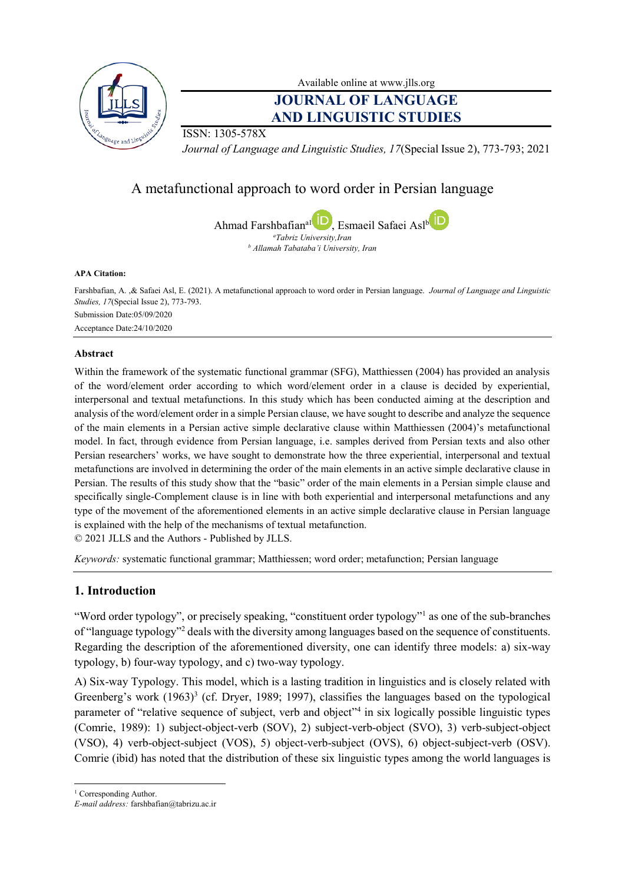Available online at www.jlls.org

# JOURNAL OF LANGUAGE AND LINGUISTIC STUDIES

ISSN: 1305-578X

*Journal of Language and Linguistic Studies, 17*(Special Issue 2), 773-793; 2021

## A metafunctional approach to word order in Persian language

Ahmad Farshbafian[a1], Esmaeil Safaei Asl[b]

[a] *Tabriz University, Iran*

[b] *Allamah Tabataba'i University, Iran*

**APA Citation:**

Farshbafian, A. ,& Safaei Asl, E. (2021). A metafunctional approach to word order in Persian language. *Journal of Language and Linguistic Studies, 17*(Special Issue 2), 773-793.

Submission Date:05/09/2020

Acceptance Date:24/10/2020

### Abstract

Within the framework of the systematic functional grammar (SFG), Matthiessen (2004) has provided an analysis of the word/element order according to which word/element order in a clause is decided by experiential, interpersonal and textual metafunctions. In this study which has been conducted aiming at the description and analysis of the word/element order in a simple Persian clause, we have sought to describe and analyze the sequence of the main elements in a Persian active simple declarative clause within Matthiessen (2004)'s metafunctional model. In fact, through evidence from Persian language, i.e. samples derived from Persian texts and also other Persian researchers' works, we have sought to demonstrate how the three experiential, interpersonal and textual metafunctions are involved in determining the order of the main elements in an active simple declarative clause in Persian. The results of this study show that the "basic" order of the main elements in a Persian simple clause and specifically single-Complement clause is in line with both experiential and interpersonal metafunctions and any type of the movement of the aforementioned elements in an active simple declarative clause in Persian language is explained with the help of the mechanisms of textual metafunction.

© 2021 JLLS and the Authors - Published by JLLS.

*Keywords:* systematic functional grammar; Matthiessen; word order; metafunction; Persian language

## 1. Introduction

"Word order typology", or precisely speaking, "constituent order typology"[1] as one of the sub-branches of "language typology"[2] deals with the diversity among languages based on the sequence of constituents. Regarding the description of the aforementioned diversity, one can identify three models: a) six-way typology, b) four-way typology, and c) two-way typology.

A) Six-way Typology. This model, which is a lasting tradition in linguistics and is closely related with Greenberg's work (1963)[3] (cf. Dryer, 1989; 1997), classifies the languages based on the typological parameter of "relative sequence of subject, verb and object"[4] in six logically possible linguistic types (Comrie, 1989): 1) subject-object-verb (SOV), 2) subject-verb-object (SVO), 3) verb-subject-object (VSO), 4) verb-object-subject (VOS), 5) object-verb-subject (OVS), 6) object-subject-verb (OSV). Comrie (ibid) has noted that the distribution of these six linguistic types among the world languages is

[1] Corresponding Author.

*E-mail address:* farshbafian@tabrizu.ac.ir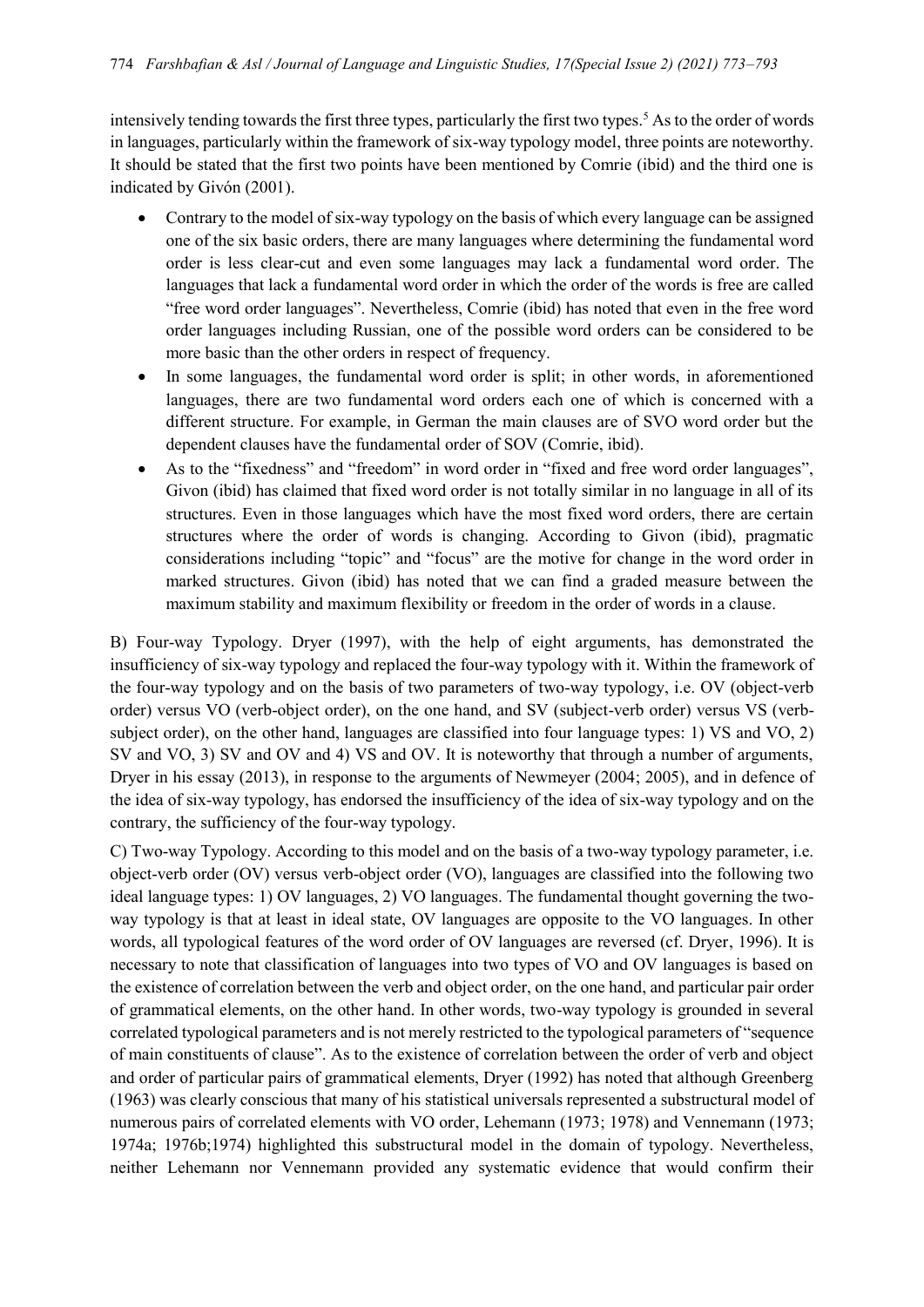intensively tending towards the first three types, particularly the first two types.[5] As to the order of words in languages, particularly within the framework of six-way typology model, three points are noteworthy. It should be stated that the first two points have been mentioned by Comrie (ibid) and the third one is indicated by Givón (2001).

- Contrary to the model of six-way typology on the basis of which every language can be assigned one of the six basic orders, there are many languages where determining the fundamental word order is less clear-cut and even some languages may lack a fundamental word order. The languages that lack a fundamental word order in which the order of the words is free are called "free word order languages". Nevertheless, Comrie (ibid) has noted that even in the free word order languages including Russian, one of the possible word orders can be considered to be more basic than the other orders in respect of frequency.
- In some languages, the fundamental word order is split; in other words, in aforementioned languages, there are two fundamental word orders each one of which is concerned with a different structure. For example, in German the main clauses are of SVO word order but the dependent clauses have the fundamental order of SOV (Comrie, ibid).
- As to the "fixedness" and "freedom" in word order in "fixed and free word order languages", Givon (ibid) has claimed that fixed word order is not totally similar in no language in all of its structures. Even in those languages which have the most fixed word orders, there are certain structures where the order of words is changing. According to Givon (ibid), pragmatic considerations including "topic" and "focus" are the motive for change in the word order in marked structures. Givon (ibid) has noted that we can find a graded measure between the maximum stability and maximum flexibility or freedom in the order of words in a clause.

B) Four-way Typology. Dryer (1997), with the help of eight arguments, has demonstrated the insufficiency of six-way typology and replaced the four-way typology with it. Within the framework of the four-way typology and on the basis of two parameters of two-way typology, i.e. OV (object-verb order) versus VO (verb-object order), on the one hand, and SV (subject-verb order) versus VS (verb-subject order), on the other hand, languages are classified into four language types: 1) VS and VO, 2) SV and VO, 3) SV and OV and 4) VS and OV. It is noteworthy that through a number of arguments, Dryer in his essay (2013), in response to the arguments of Newmeyer (2004; 2005), and in defence of the idea of six-way typology, has endorsed the insufficiency of the idea of six-way typology and on the contrary, the sufficiency of the four-way typology.

C) Two-way Typology. According to this model and on the basis of a two-way typology parameter, i.e. object-verb order (OV) versus verb-object order (VO), languages are classified into the following two ideal language types: 1) OV languages, 2) VO languages. The fundamental thought governing the two-way typology is that at least in ideal state, OV languages are opposite to the VO languages. In other words, all typological features of the word order of OV languages are reversed (cf. Dryer, 1996). It is necessary to note that classification of languages into two types of VO and OV languages is based on the existence of correlation between the verb and object order, on the one hand, and particular pair order of grammatical elements, on the other hand. In other words, two-way typology is grounded in several correlated typological parameters and is not merely restricted to the typological parameters of "sequence of main constituents of clause". As to the existence of correlation between the order of verb and object and order of particular pairs of grammatical elements, Dryer (1992) has noted that although Greenberg (1963) was clearly conscious that many of his statistical universals represented a substructural model of numerous pairs of correlated elements with VO order, Lehemann (1973; 1978) and Vennemann (1973; 1974a; 1976b;1974) highlighted this substructural model in the domain of typology. Nevertheless, neither Lehemann nor Vennemann provided any systematic evidence that would confirm their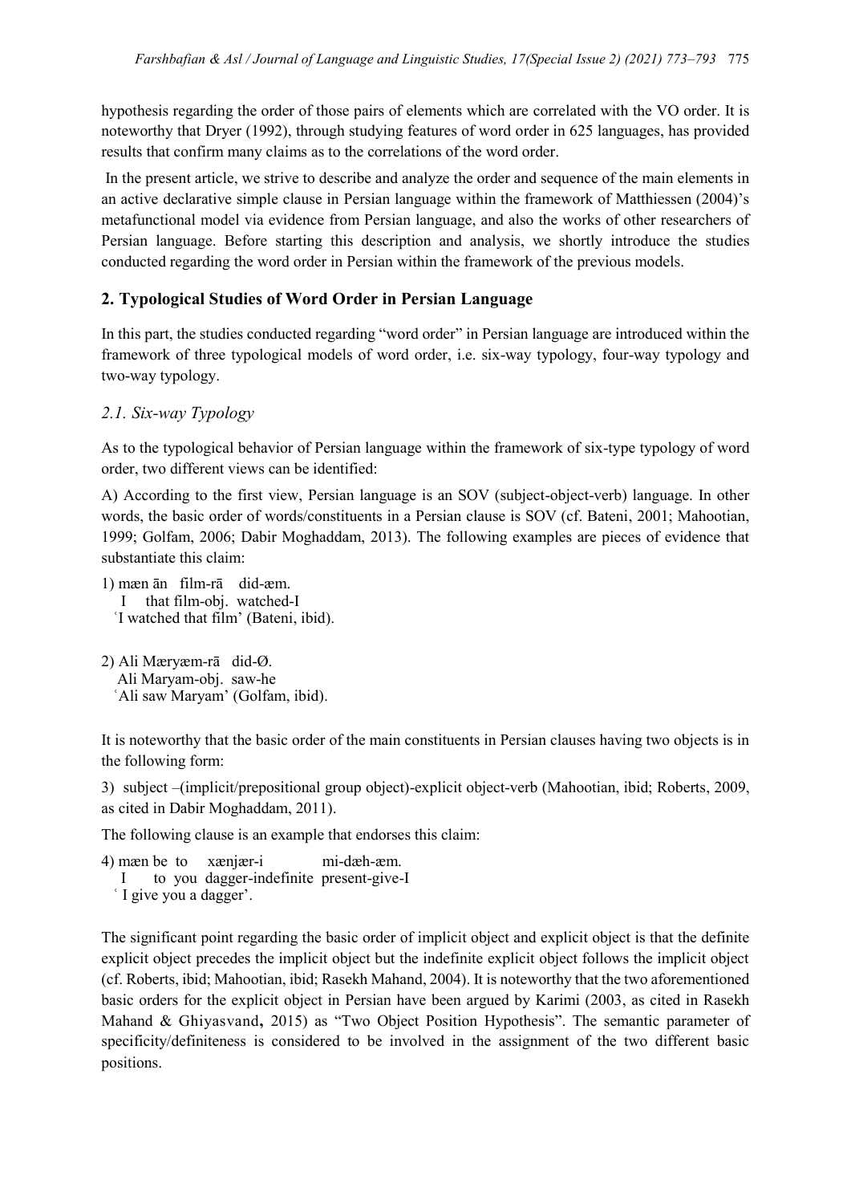hypothesis regarding the order of those pairs of elements which are correlated with the VO order. It is noteworthy that Dryer (1992), through studying features of word order in 625 languages, has provided results that confirm many claims as to the correlations of the word order.

In the present article, we strive to describe and analyze the order and sequence of the main elements in an active declarative simple clause in Persian language within the framework of Matthiessen (2004)'s metafunctional model via evidence from Persian language, and also the works of other researchers of Persian language. Before starting this description and analysis, we shortly introduce the studies conducted regarding the word order in Persian within the framework of the previous models.

## 2. Typological Studies of Word Order in Persian Language

In this part, the studies conducted regarding "word order" in Persian language are introduced within the framework of three typological models of word order, i.e. six-way typology, four-way typology and two-way typology.

### *2.1. Six-way Typology*

As to the typological behavior of Persian language within the framework of six-type typology of word order, two different views can be identified:

A) According to the first view, Persian language is an SOV (subject-object-verb) language. In other words, the basic order of words/constituents in a Persian clause is SOV (cf. Bateni, 2001; Mahootian, 1999; Golfam, 2006; Dabir Moghaddam, 2013). The following examples are pieces of evidence that substantiate this claim:

1) mæn ān film-rā did-æm.
I that film-obj. watched-I
'I watched that film' (Bateni, ibid).

2) Ali Mæryæm-rā did-Ø.
Ali Maryam-obj. saw-he
'Ali saw Maryam' (Golfam, ibid).

It is noteworthy that the basic order of the main constituents in Persian clauses having two objects is in the following form:

3) subject –(implicit/prepositional group object)-explicit object-verb (Mahootian, ibid; Roberts, 2009, as cited in Dabir Moghaddam, 2011).

The following clause is an example that endorses this claim:

4) mæn be to xænjær-i mi-dæh-æm.
I to you dagger-indefinite present-give-I
' I give you a dagger'.

The significant point regarding the basic order of implicit object and explicit object is that the definite explicit object precedes the implicit object but the indefinite explicit object follows the implicit object (cf. Roberts, ibid; Mahootian, ibid; Rasekh Mahand, 2004). It is noteworthy that the two aforementioned basic orders for the explicit object in Persian have been argued by Karimi (2003, as cited in Rasekh Mahand & Ghiyasvand**,** 2015) as "Two Object Position Hypothesis". The semantic parameter of specificity/definiteness is considered to be involved in the assignment of the two different basic positions.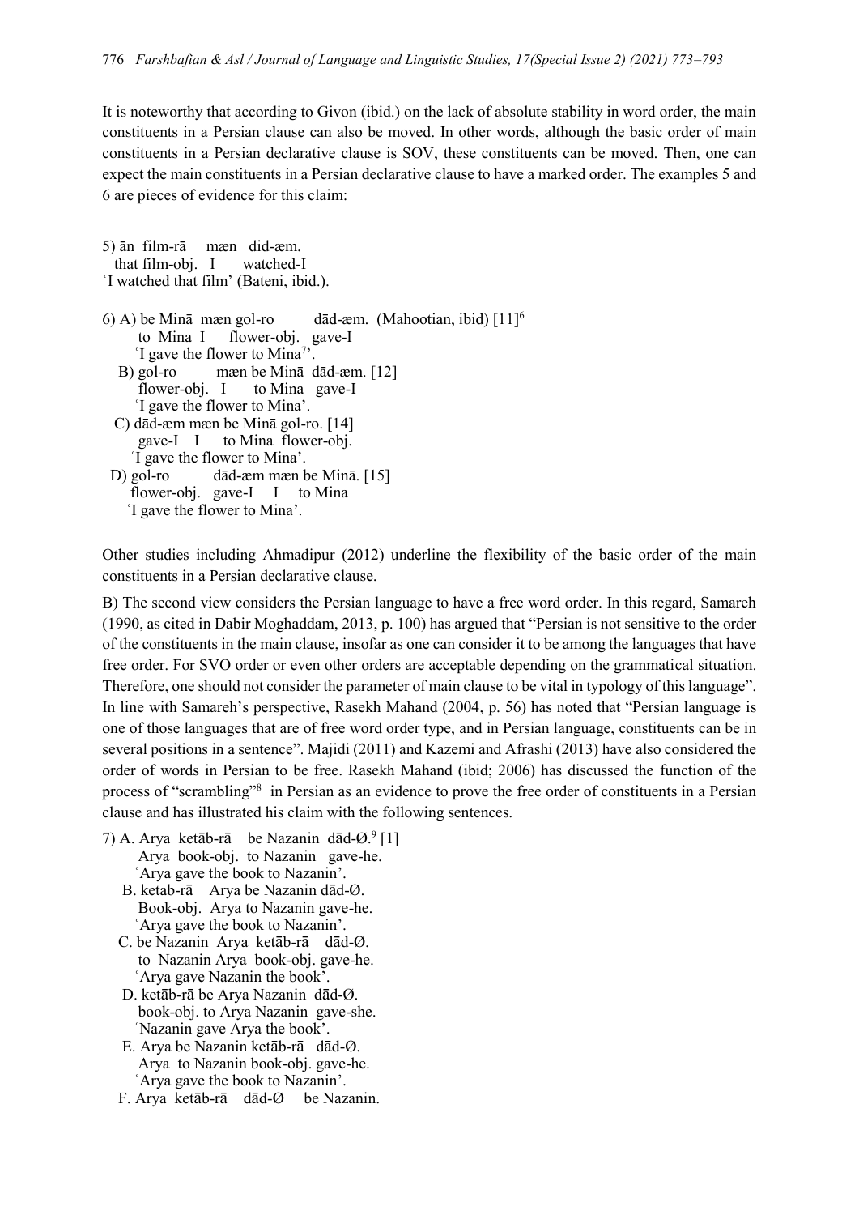It is noteworthy that according to Givon (ibid.) on the lack of absolute stability in word order, the main constituents in a Persian clause can also be moved. In other words, although the basic order of main constituents in a Persian declarative clause is SOV, these constituents can be moved. Then, one can expect the main constituents in a Persian declarative clause to have a marked order. The examples 5 and 6 are pieces of evidence for this claim:

5) ān film-rā mæn did-æm.
   that film-obj. I watched-I
'I watched that film' (Bateni, ibid.).

6) A) be Minā mæn gol-ro dād-æm. (Mahootian, ibid) [11][6]
   to Mina I flower-obj. gave-I
   'I gave the flower to Mina[7]'.
   B) gol-ro mæn be Minā dād-æm. [12]
   flower-obj. I to Mina gave-I
   'I gave the flower to Mina'.
   C) dād-æm mæn be Minā gol-ro. [14]
   gave-I I to Mina flower-obj.
   'I gave the flower to Mina'.
   D) gol-ro dād-æm mæn be Minā. [15]
   flower-obj. gave-I I to Mina
   'I gave the flower to Mina'.

Other studies including Ahmadipur (2012) underline the flexibility of the basic order of the main constituents in a Persian declarative clause.

B) The second view considers the Persian language to have a free word order. In this regard, Samareh (1990, as cited in Dabir Moghaddam, 2013, p. 100) has argued that "Persian is not sensitive to the order of the constituents in the main clause, insofar as one can consider it to be among the languages that have free order. For SVO order or even other orders are acceptable depending on the grammatical situation. Therefore, one should not consider the parameter of main clause to be vital in typology of this language". In line with Samareh's perspective, Rasekh Mahand (2004, p. 56) has noted that "Persian language is one of those languages that are of free word order type, and in Persian language, constituents can be in several positions in a sentence". Majidi (2011) and Kazemi and Afrashi (2013) have also considered the order of words in Persian to be free. Rasekh Mahand (ibid; 2006) has discussed the function of the process of "scrambling"[8] in Persian as an evidence to prove the free order of constituents in a Persian clause and has illustrated his claim with the following sentences.

7) A. Arya ketāb-rā be Nazanin dād-Ø.[9] [1]
   Arya book-obj. to Nazanin gave-he.
   'Arya gave the book to Nazanin'.
   B. ketab-rā Arya be Nazanin dād-Ø.
   Book-obj. Arya to Nazanin gave-he.
   'Arya gave the book to Nazanin'.
   C. be Nazanin Arya ketāb-rā dād-Ø.
   to Nazanin Arya book-obj. gave-he.
   'Arya gave Nazanin the book'.
   D. ketāb-rā be Arya Nazanin dād-Ø.
   book-obj. to Arya Nazanin gave-she.
   'Nazanin gave Arya the book'.
   E. Arya be Nazanin ketāb-rā dād-Ø.
   Arya to Nazanin book-obj. gave-he.
   'Arya gave the book to Nazanin'.
   F. Arya ketāb-rā dād-Ø be Nazanin.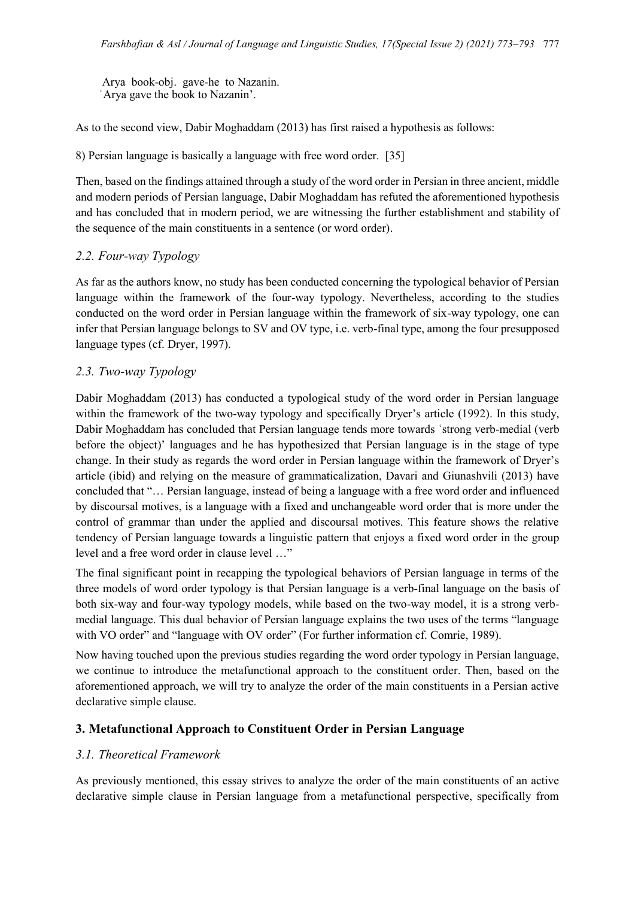Arya book-obj. gave-he to Nazanin.
ʿArya gave the book to Nazanin'.

As to the second view, Dabir Moghaddam (2013) has first raised a hypothesis as follows:

8) Persian language is basically a language with free word order. [35]

Then, based on the findings attained through a study of the word order in Persian in three ancient, middle and modern periods of Persian language, Dabir Moghaddam has refuted the aforementioned hypothesis and has concluded that in modern period, we are witnessing the further establishment and stability of the sequence of the main constituents in a sentence (or word order).

### *2.2. Four-way Typology*

As far as the authors know, no study has been conducted concerning the typological behavior of Persian language within the framework of the four-way typology. Nevertheless, according to the studies conducted on the word order in Persian language within the framework of six-way typology, one can infer that Persian language belongs to SV and OV type, i.e. verb-final type, among the four presupposed language types (cf. Dryer, 1997).

### *2.3. Two-way Typology*

Dabir Moghaddam (2013) has conducted a typological study of the word order in Persian language within the framework of the two-way typology and specifically Dryer's article (1992). In this study, Dabir Moghaddam has concluded that Persian language tends more towards ʿstrong verb-medial (verb before the object)' languages and he has hypothesized that Persian language is in the stage of type change. In their study as regards the word order in Persian language within the framework of Dryer's article (ibid) and relying on the measure of grammaticalization, Davari and Giunashvili (2013) have concluded that "… Persian language, instead of being a language with a free word order and influenced by discoursal motives, is a language with a fixed and unchangeable word order that is more under the control of grammar than under the applied and discoursal motives. This feature shows the relative tendency of Persian language towards a linguistic pattern that enjoys a fixed word order in the group level and a free word order in clause level …"

The final significant point in recapping the typological behaviors of Persian language in terms of the three models of word order typology is that Persian language is a verb-final language on the basis of both six-way and four-way typology models, while based on the two-way model, it is a strong verb-medial language. This dual behavior of Persian language explains the two uses of the terms "language with VO order" and "language with OV order" (For further information cf. Comrie, 1989).

Now having touched upon the previous studies regarding the word order typology in Persian language, we continue to introduce the metafunctional approach to the constituent order. Then, based on the aforementioned approach, we will try to analyze the order of the main constituents in a Persian active declarative simple clause.

## 3. Metafunctional Approach to Constituent Order in Persian Language

### *3.1. Theoretical Framework*

As previously mentioned, this essay strives to analyze the order of the main constituents of an active declarative simple clause in Persian language from a metafunctional perspective, specifically from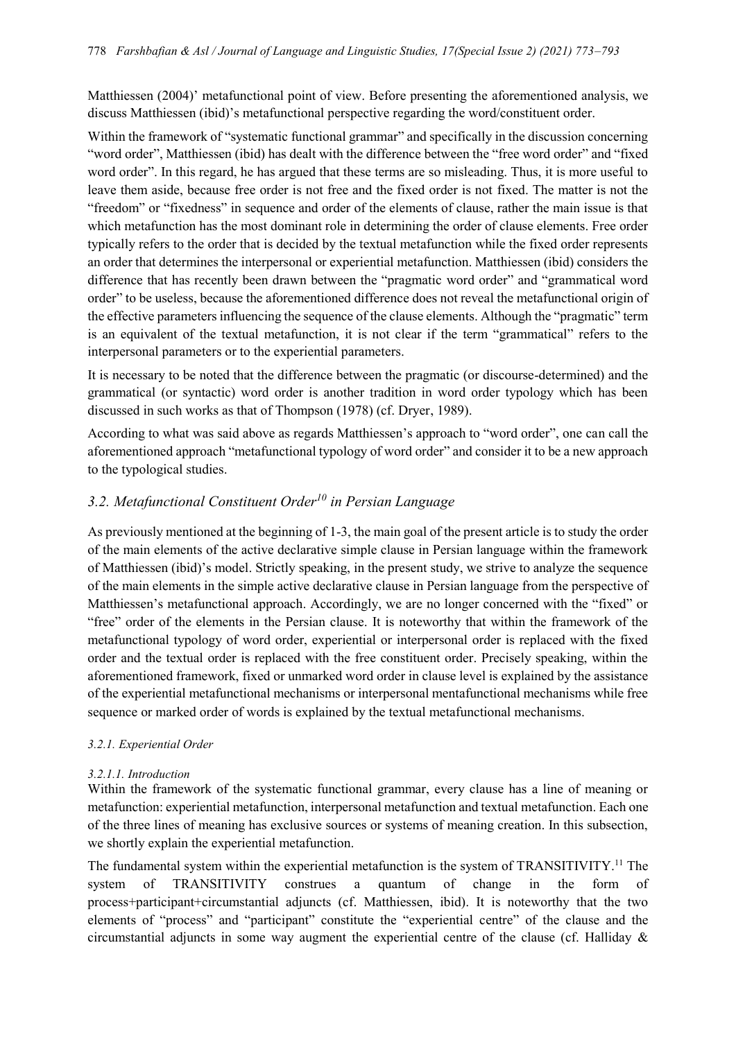Matthiessen (2004)' metafunctional point of view. Before presenting the aforementioned analysis, we discuss Matthiessen (ibid)'s metafunctional perspective regarding the word/constituent order.

Within the framework of "systematic functional grammar" and specifically in the discussion concerning "word order", Matthiessen (ibid) has dealt with the difference between the "free word order" and "fixed word order". In this regard, he has argued that these terms are so misleading. Thus, it is more useful to leave them aside, because free order is not free and the fixed order is not fixed. The matter is not the "freedom" or "fixedness" in sequence and order of the elements of clause, rather the main issue is that which metafunction has the most dominant role in determining the order of clause elements. Free order typically refers to the order that is decided by the textual metafunction while the fixed order represents an order that determines the interpersonal or experiential metafunction. Matthiessen (ibid) considers the difference that has recently been drawn between the "pragmatic word order" and "grammatical word order" to be useless, because the aforementioned difference does not reveal the metafunctional origin of the effective parameters influencing the sequence of the clause elements. Although the "pragmatic" term is an equivalent of the textual metafunction, it is not clear if the term "grammatical" refers to the interpersonal parameters or to the experiential parameters.

It is necessary to be noted that the difference between the pragmatic (or discourse-determined) and the grammatical (or syntactic) word order is another tradition in word order typology which has been discussed in such works as that of Thompson (1978) (cf. Dryer, 1989).

According to what was said above as regards Matthiessen's approach to "word order", one can call the aforementioned approach "metafunctional typology of word order" and consider it to be a new approach to the typological studies.

## *3.2. Metafunctional Constituent Order[10] in Persian Language*

As previously mentioned at the beginning of 1-3, the main goal of the present article is to study the order of the main elements of the active declarative simple clause in Persian language within the framework of Matthiessen (ibid)'s model. Strictly speaking, in the present study, we strive to analyze the sequence of the main elements in the simple active declarative clause in Persian language from the perspective of Matthiessen's metafunctional approach. Accordingly, we are no longer concerned with the "fixed" or "free" order of the elements in the Persian clause. It is noteworthy that within the framework of the metafunctional typology of word order, experiential or interpersonal order is replaced with the fixed order and the textual order is replaced with the free constituent order. Precisely speaking, within the aforementioned framework, fixed or unmarked word order in clause level is explained by the assistance of the experiential metafunctional mechanisms or interpersonal mentafunctional mechanisms while free sequence or marked order of words is explained by the textual metafunctional mechanisms.

#### *3.2.1. Experiential Order*

##### *3.2.1.1. Introduction*

Within the framework of the systematic functional grammar, every clause has a line of meaning or metafunction: experiential metafunction, interpersonal metafunction and textual metafunction. Each one of the three lines of meaning has exclusive sources or systems of meaning creation. In this subsection, we shortly explain the experiential metafunction.

The fundamental system within the experiential metafunction is the system of TRANSITIVITY.[11] The system of TRANSITIVITY construes a quantum of change in the form of process+participant+circumstantial adjuncts (cf. Matthiessen, ibid). It is noteworthy that the two elements of "process" and "participant" constitute the "experiential centre" of the clause and the circumstantial adjuncts in some way augment the experiential centre of the clause (cf. Halliday &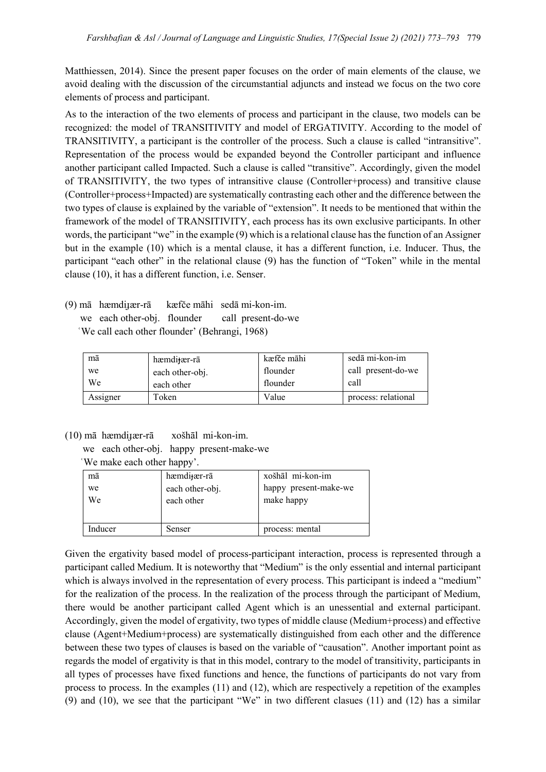Matthiessen, 2014). Since the present paper focuses on the order of main elements of the clause, we avoid dealing with the discussion of the circumstantial adjuncts and instead we focus on the two core elements of process and participant.

As to the interaction of the two elements of process and participant in the clause, two models can be recognized: the model of TRANSITIVITY and model of ERGATIVITY. According to the model of TRANSITIVITY, a participant is the controller of the process. Such a clause is called "intransitive". Representation of the process would be expanded beyond the Controller participant and influence another participant called Impacted. Such a clause is called "transitive". Accordingly, given the model of TRANSITIVITY, the two types of intransitive clause (Controller+process) and transitive clause (Controller+process+Impacted) are systematically contrasting each other and the difference between the two types of clause is explained by the variable of "extension". It needs to be mentioned that within the framework of the model of TRANSITIVITY, each process has its own exclusive participants. In other words, the participant "we" in the example (9) which is a relational clause has the function of an Assigner but in the example (10) which is a mental clause, it has a different function, i.e. Inducer. Thus, the participant "each other" in the relational clause (9) has the function of "Token" while in the mental clause (10), it has a different function, i.e. Senser.

(9) mā hæmdiɟær-rā kæfče māhi sedā mi-kon-im.
we each other-obj. flounder call present-do-we
'We call each other flounder' (Behrangi, 1968)

| mā<br>we<br>We | hæmdiɟær-rā<br>each other-obj.<br>each other | kæfče māhi<br>flounder<br>flounder | sedā mi-kon-im<br>call present-do-we<br>call |
|---|---|---|---|
| Assigner | Token | Value | process: relational |

(10) mā hæmdiɟær-rā xošhāl mi-kon-im.
we each other-obj. happy present-make-we
'We make each other happy'.

| mā<br>we<br>We | hæmdiɟær-rā<br>each other-obj.<br>each other | xošhāl mi-kon-im<br>happy present-make-we<br>make happy |
|---|---|---|
| Inducer | Senser | process: mental |

Given the ergativity based model of process-participant interaction, process is represented through a participant called Medium. It is noteworthy that "Medium" is the only essential and internal participant which is always involved in the representation of every process. This participant is indeed a "medium" for the realization of the process. In the realization of the process through the participant of Medium, there would be another participant called Agent which is an unessential and external participant. Accordingly, given the model of ergativity, two types of middle clause (Medium+process) and effective clause (Agent+Medium+process) are systematically distinguished from each other and the difference between these two types of clauses is based on the variable of "causation". Another important point as regards the model of ergativity is that in this model, contrary to the model of transitivity, participants in all types of processes have fixed functions and hence, the functions of participants do not vary from process to process. In the examples (11) and (12), which are respectively a repetition of the examples (9) and (10), we see that the participant "We" in two different clasues (11) and (12) has a similar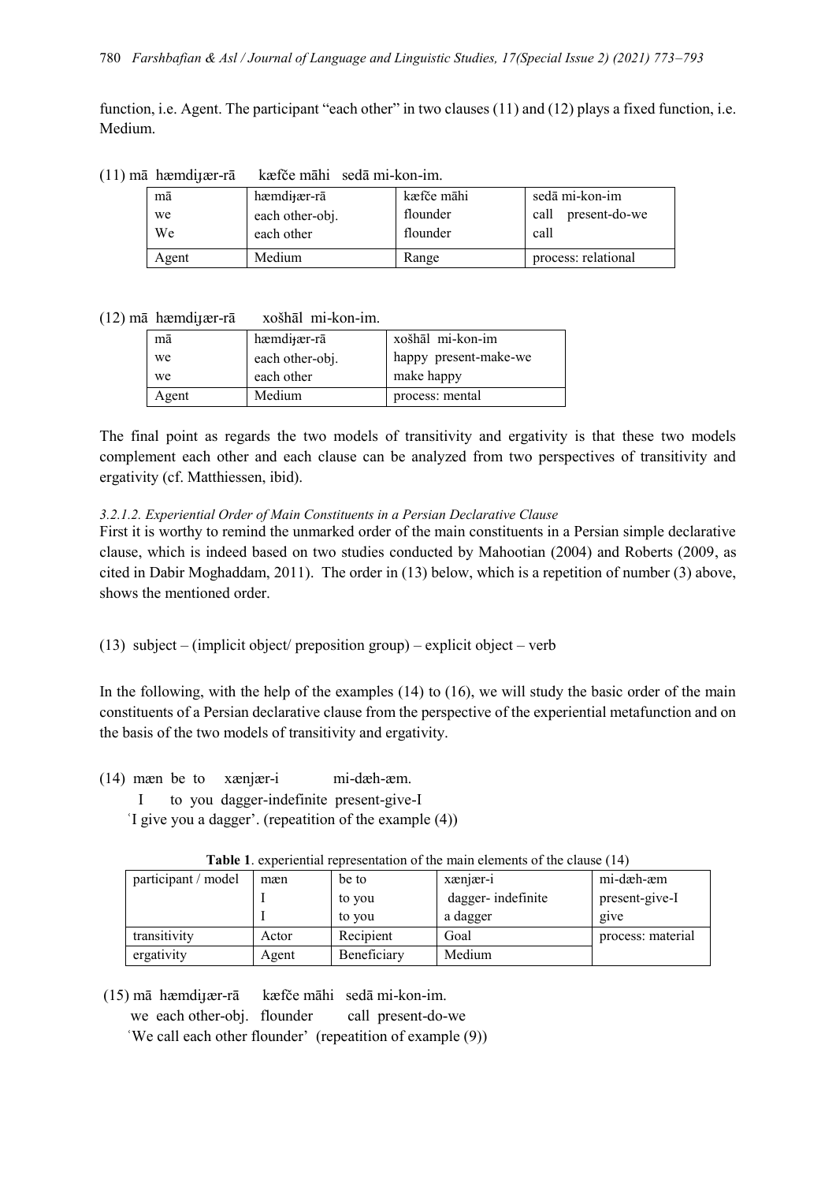function, i.e. Agent. The participant "each other" in two clauses (11) and (12) plays a fixed function, i.e. Medium.

(11) mā hæmdiɟær-rā kæfče māhi sedā mi-kon-im.

| mā<br>we<br>We | hæmdiɟær-rā<br>each other-obj.<br>each other | kæfče māhi<br>flounder<br>flounder | sedā mi-kon-im<br>call present-do-we<br>call |
|---|---|---|---|
| Agent | Medium | Range | process: relational |

(12) mā hæmdiɟær-rā xošhāl mi-kon-im.

| mā<br>we<br>we | hæmdiɟær-rā<br>each other-obj.<br>each other | xošhāl mi-kon-im<br>happy present-make-we<br>make happy |
|---|---|---|
| Agent | Medium | process: mental |

The final point as regards the two models of transitivity and ergativity is that these two models complement each other and each clause can be analyzed from two perspectives of transitivity and ergativity (cf. Matthiessen, ibid).

*3.2.1.2. Experiential Order of Main Constituents in a Persian Declarative Clause*

First it is worthy to remind the unmarked order of the main constituents in a Persian simple declarative clause, which is indeed based on two studies conducted by Mahootian (2004) and Roberts (2009, as cited in Dabir Moghaddam, 2011). The order in (13) below, which is a repetition of number (3) above, shows the mentioned order.

(13) subject – (implicit object/ preposition group) – explicit object – verb

In the following, with the help of the examples (14) to (16), we will study the basic order of the main constituents of a Persian declarative clause from the perspective of the experiential metafunction and on the basis of the two models of transitivity and ergativity.

(14) mæn be to xænjær-i mi-dæh-æm.
I to you dagger-indefinite present-give-I
'I give you a dagger'. (repeatition of the example (4))

**Table 1**. experiential representation of the main elements of the clause (14)

| participant / model | mæn<br>I<br>I | be to<br>to you<br>to you | xænjær-i<br>dagger- indefinite<br>a dagger | mi-dæh-æm<br>present-give-I<br>give |
|---|---|---|---|---|
| transitivity | Actor | Recipient | Goal | process: material |
| ergativity | Agent | Beneficiary | Medium | |

(15) mā hæmdiɟær-rā kæfče māhi sedā mi-kon-im.
we each other-obj. flounder call present-do-we
'We call each other flounder' (repeatition of example (9))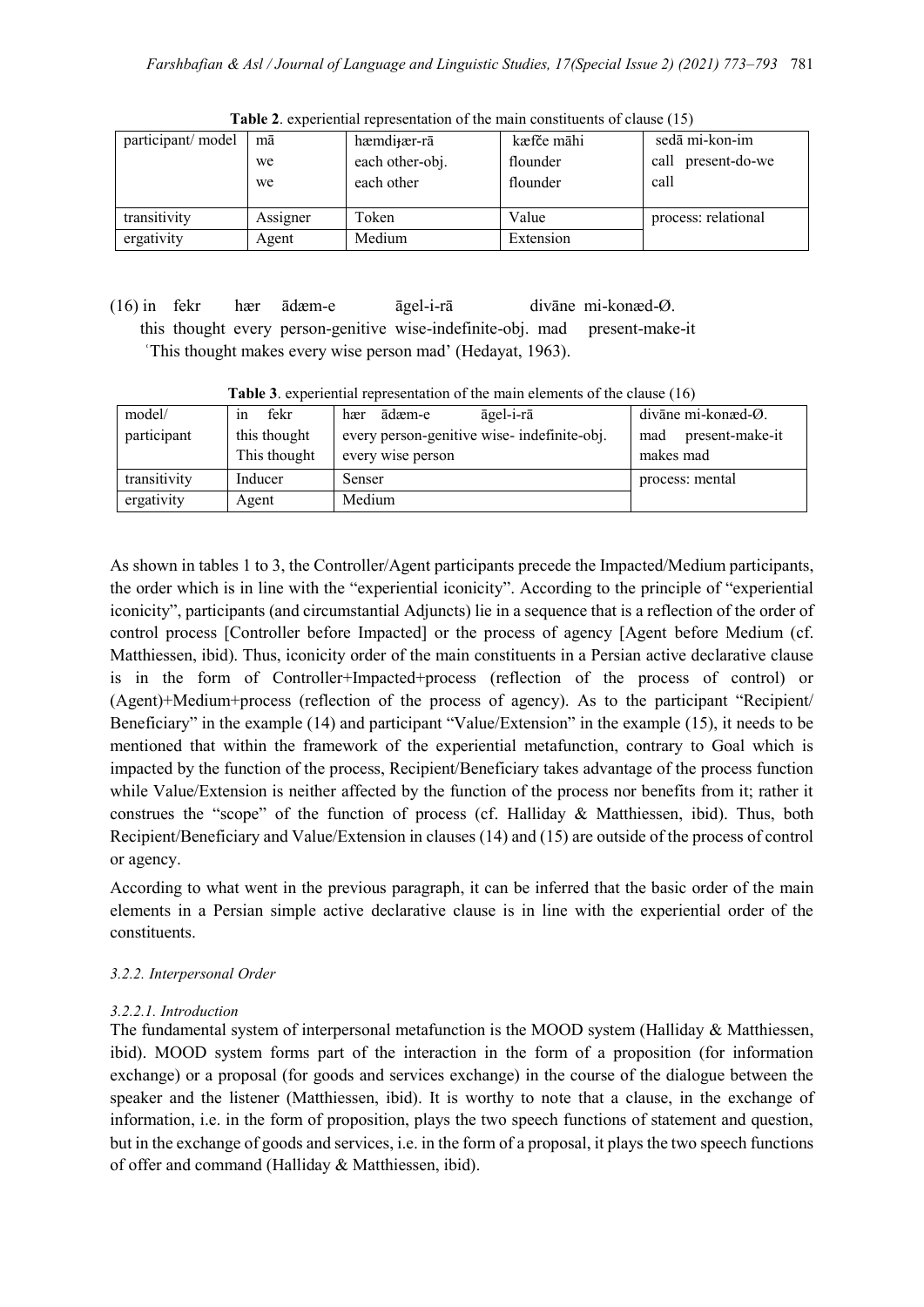**Table 2**. experiential representation of the main constituents of clause (15)

| participant/ model | mā<br>we<br>we | hæmdiɟær-rā<br>each other-obj.<br>each other | kæfče māhi<br>flounder<br>flounder | sedā mi-kon-im<br>call present-do-we<br>call |
|---|---|---|---|---|
| transitivity | Assigner | Token | Value | process: relational |
| ergativity | Agent | Medium | Extension | |

(16) in fekr hær ādæm-e āgel-i-rā divāne mi-konæd-Ø.
this thought every person-genitive wise-indefinite-obj. mad present-make-it
'This thought makes every wise person mad' (Hedayat, 1963).

**Table 3**. experiential representation of the main elements of the clause (16)

| model/ participant | in fekr<br>this thought<br>This thought | hær ādæm-e āgel-i-rā<br>every person-genitive wise- indefinite-obj.<br>every wise person | divāne mi-konæd-Ø.<br>mad present-make-it<br>makes mad |
|---|---|---|---|
| transitivity | Inducer | Senser | process: mental |
| ergativity | Agent | Medium | |

As shown in tables 1 to 3, the Controller/Agent participants precede the Impacted/Medium participants, the order which is in line with the "experiential iconicity". According to the principle of "experiential iconicity", participants (and circumstantial Adjuncts) lie in a sequence that is a reflection of the order of control process [Controller before Impacted] or the process of agency [Agent before Medium (cf. Matthiessen, ibid). Thus, iconicity order of the main constituents in a Persian active declarative clause is in the form of Controller+Impacted+process (reflection of the process of control) or (Agent)+Medium+process (reflection of the process of agency). As to the participant "Recipient/ Beneficiary" in the example (14) and participant "Value/Extension" in the example (15), it needs to be mentioned that within the framework of the experiential metafunction, contrary to Goal which is impacted by the function of the process, Recipient/Beneficiary takes advantage of the process function while Value/Extension is neither affected by the function of the process nor benefits from it; rather it construes the "scope" of the function of process (cf. Halliday & Matthiessen, ibid). Thus, both Recipient/Beneficiary and Value/Extension in clauses (14) and (15) are outside of the process of control or agency.

According to what went in the previous paragraph, it can be inferred that the basic order of the main elements in a Persian simple active declarative clause is in line with the experiential order of the constituents.

*3.2.2. Interpersonal Order*

*3.2.2.1. Introduction*

The fundamental system of interpersonal metafunction is the MOOD system (Halliday & Matthiessen, ibid). MOOD system forms part of the interaction in the form of a proposition (for information exchange) or a proposal (for goods and services exchange) in the course of the dialogue between the speaker and the listener (Matthiessen, ibid). It is worthy to note that a clause, in the exchange of information, i.e. in the form of proposition, plays the two speech functions of statement and question, but in the exchange of goods and services, i.e. in the form of a proposal, it plays the two speech functions of offer and command (Halliday & Matthiessen, ibid).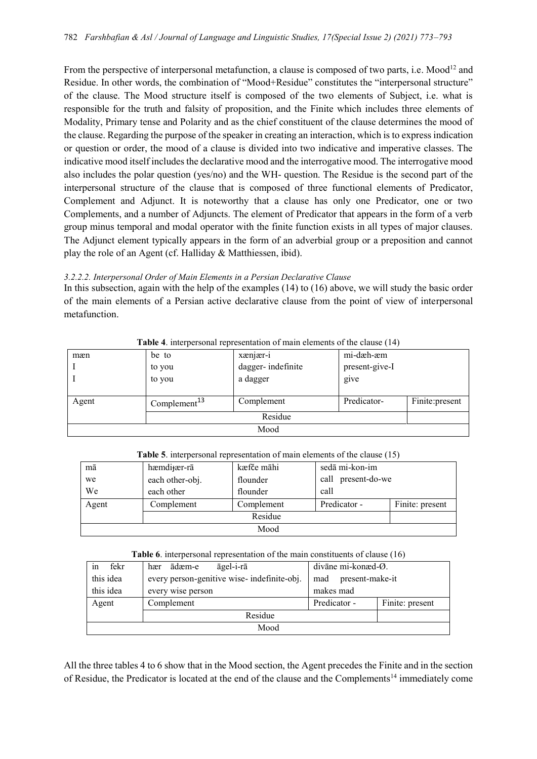From the perspective of interpersonal metafunction, a clause is composed of two parts, i.e. Mood[12] and Residue. In other words, the combination of "Mood+Residue" constitutes the "interpersonal structure" of the clause. The Mood structure itself is composed of the two elements of Subject, i.e. what is responsible for the truth and falsity of proposition, and the Finite which includes three elements of Modality, Primary tense and Polarity and as the chief constituent of the clause determines the mood of the clause. Regarding the purpose of the speaker in creating an interaction, which is to express indication or question or order, the mood of a clause is divided into two indicative and imperative classes. The indicative mood itself includes the declarative mood and the interrogative mood. The interrogative mood also includes the polar question (yes/no) and the WH- question. The Residue is the second part of the interpersonal structure of the clause that is composed of three functional elements of Predicator, Complement and Adjunct. It is noteworthy that a clause has only one Predicator, one or two Complements, and a number of Adjuncts. The element of Predicator that appears in the form of a verb group minus temporal and modal operator with the finite function exists in all types of major clauses. The Adjunct element typically appears in the form of an adverbial group or a preposition and cannot play the role of an Agent (cf. Halliday & Matthiessen, ibid).

*3.2.2.2. Interpersonal Order of Main Elements in a Persian Declarative Clause*

In this subsection, again with the help of the examples (14) to (16) above, we will study the basic order of the main elements of a Persian active declarative clause from the point of view of interpersonal metafunction.

**Table 4**. interpersonal representation of main elements of the clause (14)

| mæn<br>I<br>I | be to<br>to you<br>to you | xænjær-i<br>dagger- indefinite<br>a dagger | mi-dæh-æm<br>present-give-I<br>give | |
|---|---|---|---|---|
| Agent | Complement[13] | Complement | Predicator- | Finite:present |
| | Residue | | | |
| Mood | | | | |

**Table 5**. interpersonal representation of main elements of the clause (15)

| mā<br>we<br>We | hæmdiɟær-rā<br>each other-obj.<br>each other | kæfče māhi<br>flounder<br>flounder | sedā mi-kon-im<br>call present-do-we<br>call | |
|---|---|---|---|---|
| Agent | Complement | Complement | Predicator - | Finite: present |
| | Residue | | | |
| Mood | | | | |

**Table 6**. interpersonal representation of the main constituents of clause (16)

| in fekr<br>this idea<br>this idea | hær ādæm-e āgel-i-rā<br>every person-genitive wise- indefinite-obj.<br>every wise person | divāne mi-konæd-Ø.<br>mad present-make-it<br>makes mad | |
|---|---|---|---|
| Agent | Complement | Predicator - | Finite: present |
| | Residue | | |
| Mood | | | |

All the three tables 4 to 6 show that in the Mood section, the Agent precedes the Finite and in the section of Residue, the Predicator is located at the end of the clause and the Complements[14] immediately come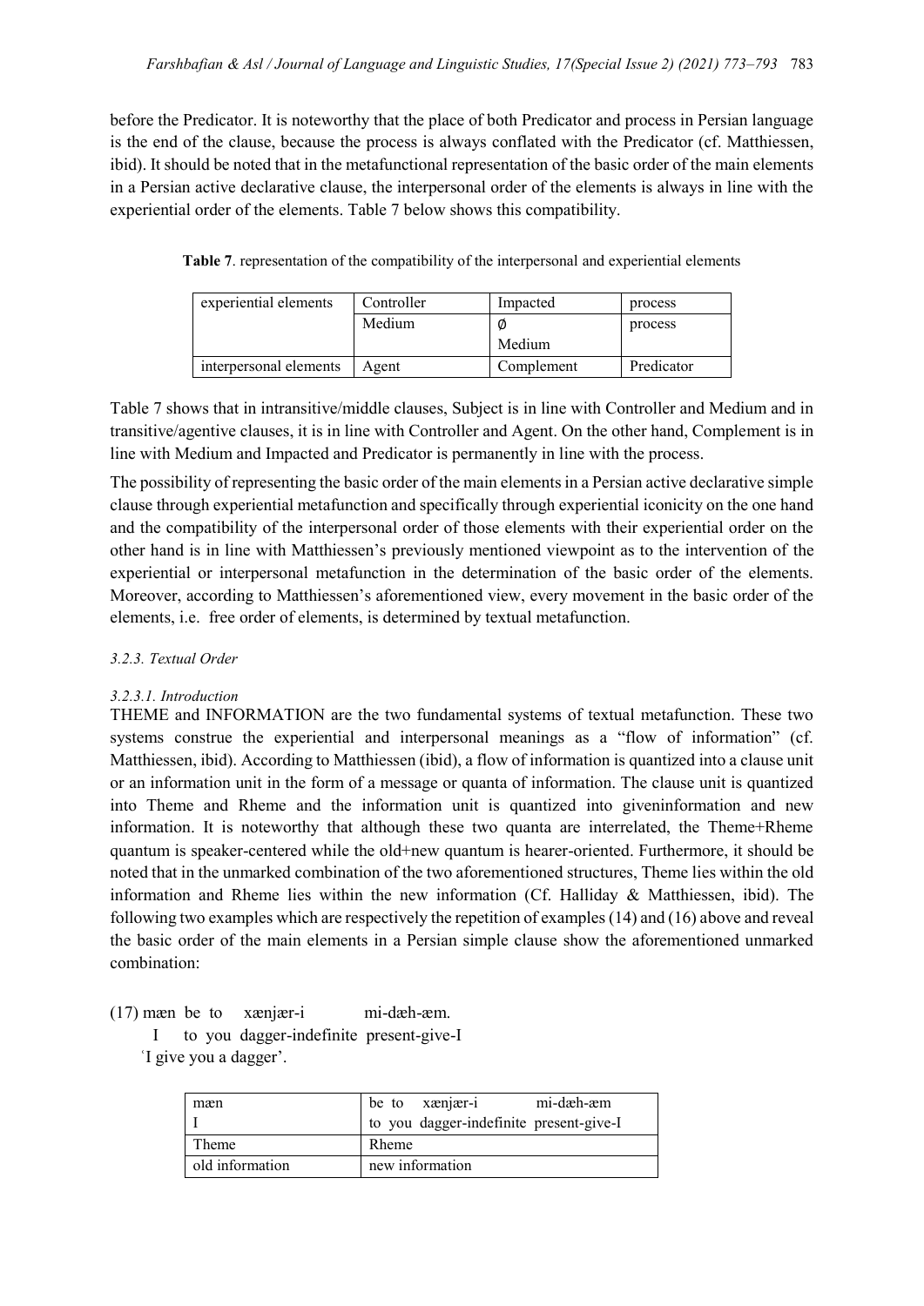before the Predicator. It is noteworthy that the place of both Predicator and process in Persian language is the end of the clause, because the process is always conflated with the Predicator (cf. Matthiessen, ibid). It should be noted that in the metafunctional representation of the basic order of the main elements in a Persian active declarative clause, the interpersonal order of the elements is always in line with the experiential order of the elements. Table 7 below shows this compatibility.

**Table 7**. representation of the compatibility of the interpersonal and experiential elements

| experiential elements | Controller | Impacted | process |
|---|---|---|---|
| | Medium | ∅<br>Medium | process |
| interpersonal elements | Agent | Complement | Predicator |

Table 7 shows that in intransitive/middle clauses, Subject is in line with Controller and Medium and in transitive/agentive clauses, it is in line with Controller and Agent. On the other hand, Complement is in line with Medium and Impacted and Predicator is permanently in line with the process.

The possibility of representing the basic order of the main elements in a Persian active declarative simple clause through experiential metafunction and specifically through experiential iconicity on the one hand and the compatibility of the interpersonal order of those elements with their experiential order on the other hand is in line with Matthiessen's previously mentioned viewpoint as to the intervention of the experiential or interpersonal metafunction in the determination of the basic order of the elements. Moreover, according to Matthiessen's aforementioned view, every movement in the basic order of the elements, i.e. free order of elements, is determined by textual metafunction.

### *3.2.3. Textual Order*

#### *3.2.3.1. Introduction*

THEME and INFORMATION are the two fundamental systems of textual metafunction. These two systems construe the experiential and interpersonal meanings as a "flow of information" (cf. Matthiessen, ibid). According to Matthiessen (ibid), a flow of information is quantized into a clause unit or an information unit in the form of a message or quanta of information. The clause unit is quantized into Theme and Rheme and the information unit is quantized into giveninformation and new information. It is noteworthy that although these two quanta are interrelated, the Theme+Rheme quantum is speaker-centered while the old+new quantum is hearer-oriented. Furthermore, it should be noted that in the unmarked combination of the two aforementioned structures, Theme lies within the old information and Rheme lies within the new information (Cf. Halliday & Matthiessen, ibid). The following two examples which are respectively the repetition of examples (14) and (16) above and reveal the basic order of the main elements in a Persian simple clause show the aforementioned unmarked combination:

(17) mæn be to xænjær-i mi-dæh-æm.
 I to you dagger-indefinite present-give-I
 'I give you a dagger'.

| mæn<br>I | be to xænjær-i mi-dæh-æm<br>to you dagger-indefinite present-give-I |
|---|---|
| Theme | Rheme |
| old information | new information |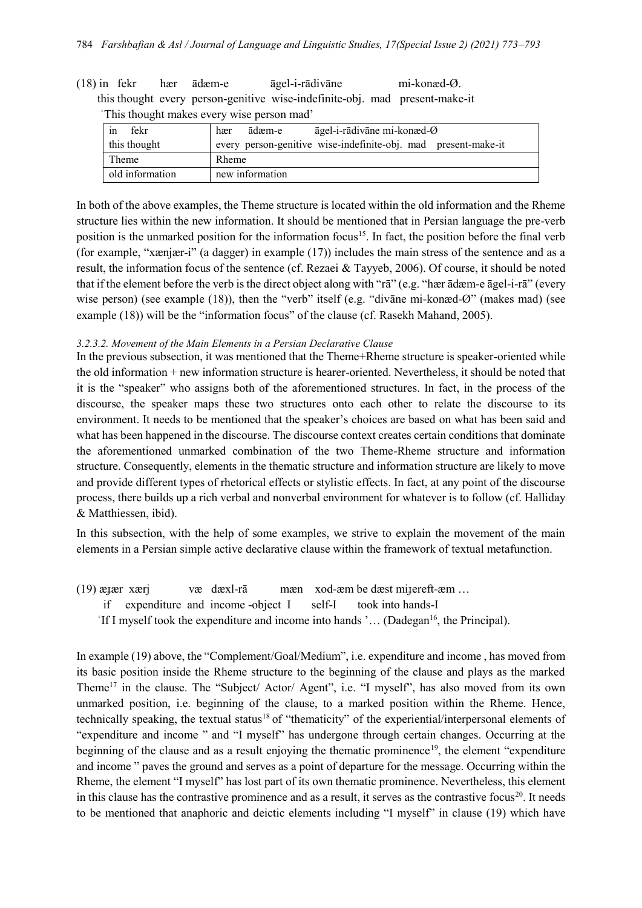(18) in fekr hær ādæm-e āgel-i-rādivāne mi-konæd-Ø.
this thought every person-genitive wise-indefinite-obj. mad present-make-it
'This thought makes every wise person mad'

| in fekr<br>this thought | hær ādæm-e āgel-i-rādivāne mi-konæd-Ø<br>every person-genitive wise-indefinite-obj. mad present-make-it |
|---|---|
| Theme | Rheme |
| old information | new information |

In both of the above examples, the Theme structure is located within the old information and the Rheme structure lies within the new information. It should be mentioned that in Persian language the pre-verb position is the unmarked position for the information focus[15]. In fact, the position before the final verb (for example, "xænjær-i" (a dagger) in example (17)) includes the main stress of the sentence and as a result, the information focus of the sentence (cf. Rezaei & Tayyeb, 2006). Of course, it should be noted that if the element before the verb is the direct object along with "rā" (e.g. "hær ādæm-e āgel-i-rā" (every wise person) (see example (18)), then the "verb" itself (e.g. "divāne mi-konæd-Ø" (makes mad) (see example (18)) will be the "information focus" of the clause (cf. Rasekh Mahand, 2005).

#### *3.2.3.2. Movement of the Main Elements in a Persian Declarative Clause*

In the previous subsection, it was mentioned that the Theme+Rheme structure is speaker-oriented while the old information + new information structure is hearer-oriented. Nevertheless, it should be noted that it is the "speaker" who assigns both of the aforementioned structures. In fact, in the process of the discourse, the speaker maps these two structures onto each other to relate the discourse to its environment. It needs to be mentioned that the speaker's choices are based on what has been said and what has been happened in the discourse. The discourse context creates certain conditions that dominate the aforementioned unmarked combination of the two Theme-Rheme structure and information structure. Consequently, elements in the thematic structure and information structure are likely to move and provide different types of rhetorical effects or stylistic effects. In fact, at any point of the discourse process, there builds up a rich verbal and nonverbal environment for whatever is to follow (cf. Halliday & Matthiessen, ibid).

In this subsection, with the help of some examples, we strive to explain the movement of the main elements in a Persian simple active declarative clause within the framework of textual metafunction.

(19) æɟær xærj væ dæxl-rā mæn xod-æm be dæst miɟereft-æm …
if expenditure and income -object I self-I took into hands-I
'If I myself took the expenditure and income into hands '… (Dadegan[16], the Principal).

In example (19) above, the "Complement/Goal/Medium", i.e. expenditure and income , has moved from its basic position inside the Rheme structure to the beginning of the clause and plays as the marked Theme[17] in the clause. The "Subject/ Actor/ Agent", i.e. "I myself", has also moved from its own unmarked position, i.e. beginning of the clause, to a marked position within the Rheme. Hence, technically speaking, the textual status[18] of "thematicity" of the experiential/interpersonal elements of "expenditure and income " and "I myself" has undergone through certain changes. Occurring at the beginning of the clause and as a result enjoying the thematic prominence[19], the element "expenditure and income " paves the ground and serves as a point of departure for the message. Occurring within the Rheme, the element "I myself" has lost part of its own thematic prominence. Nevertheless, this element in this clause has the contrastive prominence and as a result, it serves as the contrastive focus[20]. It needs to be mentioned that anaphoric and deictic elements including "I myself" in clause (19) which have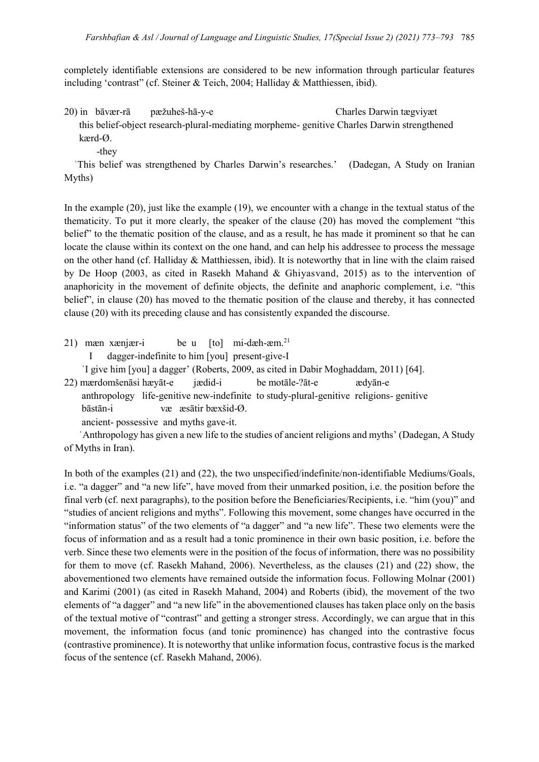completely identifiable extensions are considered to be new information through particular features including 'contrast" (cf. Steiner & Teich, 2004; Halliday & Matthiessen, ibid).

20) in bāvær-rā pæžuheš-hā-y-e Charles Darwin tægviyæt
this belief-object research-plural-mediating morpheme- genitive Charles Darwin strengthened
kærd-Ø.
-they
'This belief was strengthened by Charles Darwin's researches.' (Dadegan, A Study on Iranian Myths)

In the example (20), just like the example (19), we encounter with a change in the textual status of the thematicity. To put it more clearly, the speaker of the clause (20) has moved the complement "this belief" to the thematic position of the clause, and as a result, he has made it prominent so that he can locate the clause within its context on the one hand, and can help his addressee to process the message on the other hand (cf. Halliday & Matthiessen, ibid). It is noteworthy that in line with the claim raised by De Hoop (2003, as cited in Rasekh Mahand & Ghiyasvand, 2015) as to the intervention of anaphoricity in the movement of definite objects, the definite and anaphoric complement, i.e. "this belief", in clause (20) has moved to the thematic position of the clause and thereby, it has connected clause (20) with its preceding clause and has consistently expanded the discourse.

21) mæn xænjær-i be u [to] mi-dæh-æm.[21]
I dagger-indefinite to him [you] present-give-I
'I give him [you] a dagger' (Roberts, 2009, as cited in Dabir Moghaddam, 2011) [64].

22) mærdomšenāsi hæyāt-e jædid-i be motāle-ʔāt-e ædyān-e
anthropology life-genitive new-indefinite to study-plural-genitive religions- genitive
bāstān-i væ æsātir bæxšid-Ø.
ancient- possessive and myths gave-it.
'Anthropology has given a new life to the studies of ancient religions and myths' (Dadegan, A Study of Myths in Iran).

In both of the examples (21) and (22), the two unspecified/indefinite/non-identifiable Mediums/Goals, i.e. "a dagger" and "a new life", have moved from their unmarked position, i.e. the position before the final verb (cf. next paragraphs), to the position before the Beneficiaries/Recipients, i.e. "him (you)" and "studies of ancient religions and myths". Following this movement, some changes have occurred in the "information status" of the two elements of "a dagger" and "a new life". These two elements were the focus of information and as a result had a tonic prominence in their own basic position, i.e. before the verb. Since these two elements were in the position of the focus of information, there was no possibility for them to move (cf. Rasekh Mahand, 2006). Nevertheless, as the clauses (21) and (22) show, the abovementioned two elements have remained outside the information focus. Following Molnar (2001) and Karimi (2001) (as cited in Rasekh Mahand, 2004) and Roberts (ibid), the movement of the two elements of "a dagger" and "a new life" in the abovementioned clauses has taken place only on the basis of the textual motive of "contrast" and getting a stronger stress. Accordingly, we can argue that in this movement, the information focus (and tonic prominence) has changed into the contrastive focus (contrastive prominence). It is noteworthy that unlike information focus, contrastive focus is the marked focus of the sentence (cf. Rasekh Mahand, 2006).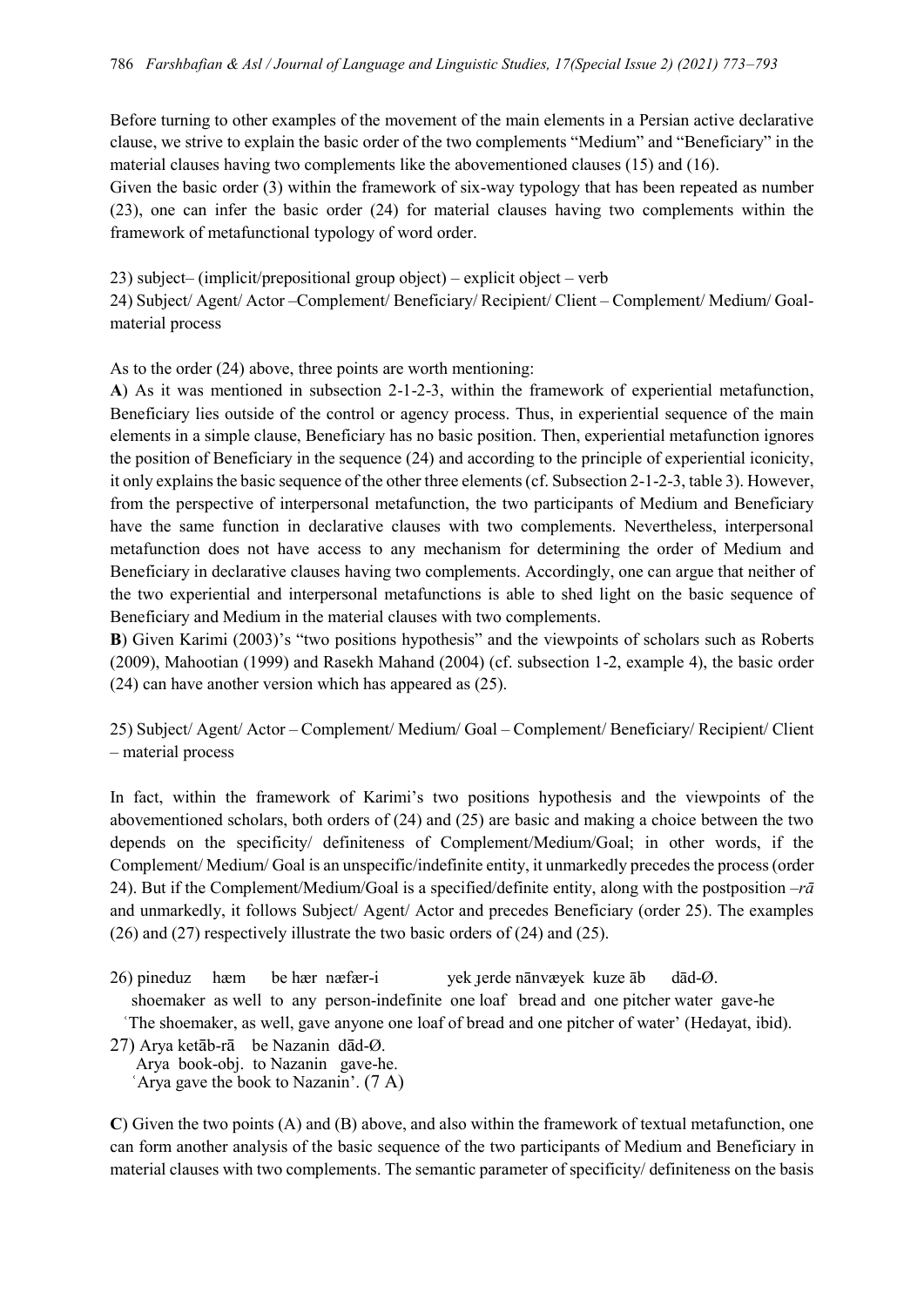Before turning to other examples of the movement of the main elements in a Persian active declarative clause, we strive to explain the basic order of the two complements "Medium" and "Beneficiary" in the material clauses having two complements like the abovementioned clauses (15) and (16).

Given the basic order (3) within the framework of six-way typology that has been repeated as number (23), one can infer the basic order (24) for material clauses having two complements within the framework of metafunctional typology of word order.

23) subject– (implicit/prepositional group object) – explicit object – verb

24) Subject/ Agent/ Actor –Complement/ Beneficiary/ Recipient/ Client – Complement/ Medium/ Goal-material process

As to the order (24) above, three points are worth mentioning:

**A**) As it was mentioned in subsection 2-1-2-3, within the framework of experiential metafunction, Beneficiary lies outside of the control or agency process. Thus, in experiential sequence of the main elements in a simple clause, Beneficiary has no basic position. Then, experiential metafunction ignores the position of Beneficiary in the sequence (24) and according to the principle of experiential iconicity, it only explains the basic sequence of the other three elements (cf. Subsection 2-1-2-3, table 3). However, from the perspective of interpersonal metafunction, the two participants of Medium and Beneficiary have the same function in declarative clauses with two complements. Nevertheless, interpersonal metafunction does not have access to any mechanism for determining the order of Medium and Beneficiary in declarative clauses having two complements. Accordingly, one can argue that neither of the two experiential and interpersonal metafunctions is able to shed light on the basic sequence of Beneficiary and Medium in the material clauses with two complements.

**B**) Given Karimi (2003)'s "two positions hypothesis" and the viewpoints of scholars such as Roberts (2009), Mahootian (1999) and Rasekh Mahand (2004) (cf. subsection 1-2, example 4), the basic order (24) can have another version which has appeared as (25).

25) Subject/ Agent/ Actor – Complement/ Medium/ Goal – Complement/ Beneficiary/ Recipient/ Client – material process

In fact, within the framework of Karimi's two positions hypothesis and the viewpoints of the abovementioned scholars, both orders of (24) and (25) are basic and making a choice between the two depends on the specificity/ definiteness of Complement/Medium/Goal; in other words, if the Complement/ Medium/ Goal is an unspecific/indefinite entity, it unmarkedly precedes the process (order 24). But if the Complement/Medium/Goal is a specified/definite entity, along with the postposition *–rā* and unmarkedly, it follows Subject/ Agent/ Actor and precedes Beneficiary (order 25). The examples (26) and (27) respectively illustrate the two basic orders of (24) and (25).

26) pineduz hæm be hær næfær-i yek ɟerde nānvæyek kuze āb dād-Ø.
shoemaker as well to any person-indefinite one loaf bread and one pitcher water gave-he
'The shoemaker, as well, gave anyone one loaf of bread and one pitcher of water' (Hedayat, ibid).

27) Arya ketāb-rā be Nazanin dād-Ø.
Arya book-obj. to Nazanin gave-he.
'Arya gave the book to Nazanin'. (7 A)

**C**) Given the two points (A) and (B) above, and also within the framework of textual metafunction, one can form another analysis of the basic sequence of the two participants of Medium and Beneficiary in material clauses with two complements. The semantic parameter of specificity/ definiteness on the basis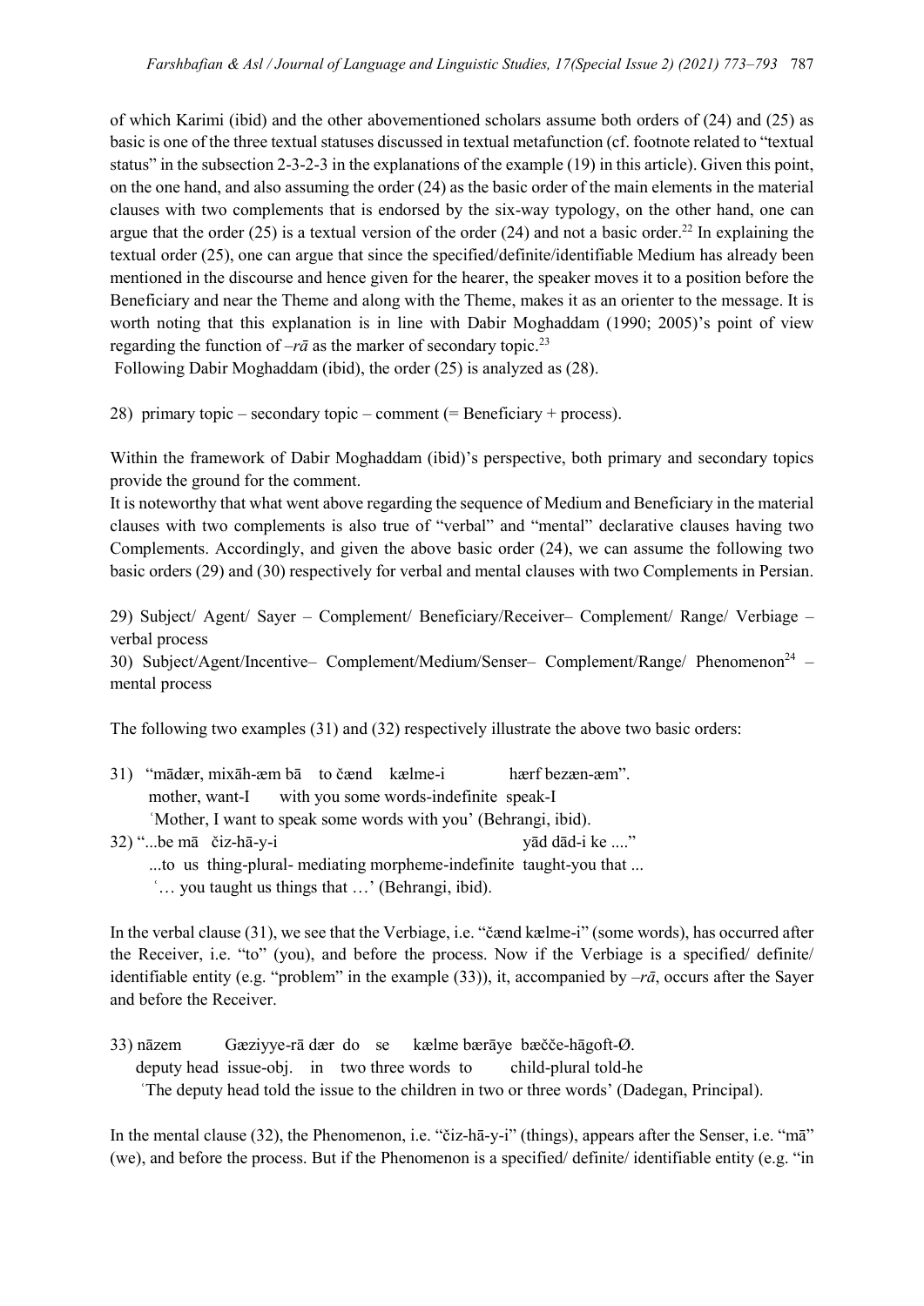of which Karimi (ibid) and the other abovementioned scholars assume both orders of (24) and (25) as basic is one of the three textual statuses discussed in textual metafunction (cf. footnote related to "textual status" in the subsection 2-3-2-3 in the explanations of the example (19) in this article). Given this point, on the one hand, and also assuming the order (24) as the basic order of the main elements in the material clauses with two complements that is endorsed by the six-way typology, on the other hand, one can argue that the order (25) is a textual version of the order (24) and not a basic order.[22] In explaining the textual order (25), one can argue that since the specified/definite/identifiable Medium has already been mentioned in the discourse and hence given for the hearer, the speaker moves it to a position before the Beneficiary and near the Theme and along with the Theme, makes it as an orienter to the message. It is worth noting that this explanation is in line with Dabir Moghaddam (1990; 2005)'s point of view regarding the function of *–rā* as the marker of secondary topic.[23]

Following Dabir Moghaddam (ibid), the order (25) is analyzed as (28).

28) primary topic – secondary topic – comment (= Beneficiary + process).

Within the framework of Dabir Moghaddam (ibid)'s perspective, both primary and secondary topics provide the ground for the comment.

It is noteworthy that what went above regarding the sequence of Medium and Beneficiary in the material clauses with two complements is also true of "verbal" and "mental" declarative clauses having two Complements. Accordingly, and given the above basic order (24), we can assume the following two basic orders (29) and (30) respectively for verbal and mental clauses with two Complements in Persian.

29) Subject/ Agent/ Sayer – Complement/ Beneficiary/Receiver– Complement/ Range/ Verbiage – verbal process

30) Subject/Agent/Incentive– Complement/Medium/Senser– Complement/Range/ Phenomenon[24] – mental process

The following two examples (31) and (32) respectively illustrate the above two basic orders:

31) "mādær, mixāh-æm bā to čænd kælme-i hærf bezæn-æm".
mother, want-I with you some words-indefinite speak-I
'Mother, I want to speak some words with you' (Behrangi, ibid).

32) "...be mā čiz-hā-y-i yād dād-i ke ...."
...to us thing-plural- mediating morpheme-indefinite taught-you that ...
'… you taught us things that …' (Behrangi, ibid).

In the verbal clause (31), we see that the Verbiage, i.e. "čænd kælme-i" (some words), has occurred after the Receiver, i.e. "to" (you), and before the process. Now if the Verbiage is a specified/ definite/ identifiable entity (e.g. "problem" in the example (33)), it, accompanied by *–rā*, occurs after the Sayer and before the Receiver.

33) nāzem Gæziyye-rā dær do se kælme bærāye bæčče-hāgoft-Ø.
deputy head issue-obj. in two three words to child-plural told-he
'The deputy head told the issue to the children in two or three words' (Dadegan, Principal).

In the mental clause (32), the Phenomenon, i.e. "čiz-hā-y-i" (things), appears after the Senser, i.e. "mā" (we), and before the process. But if the Phenomenon is a specified/ definite/ identifiable entity (e.g. "in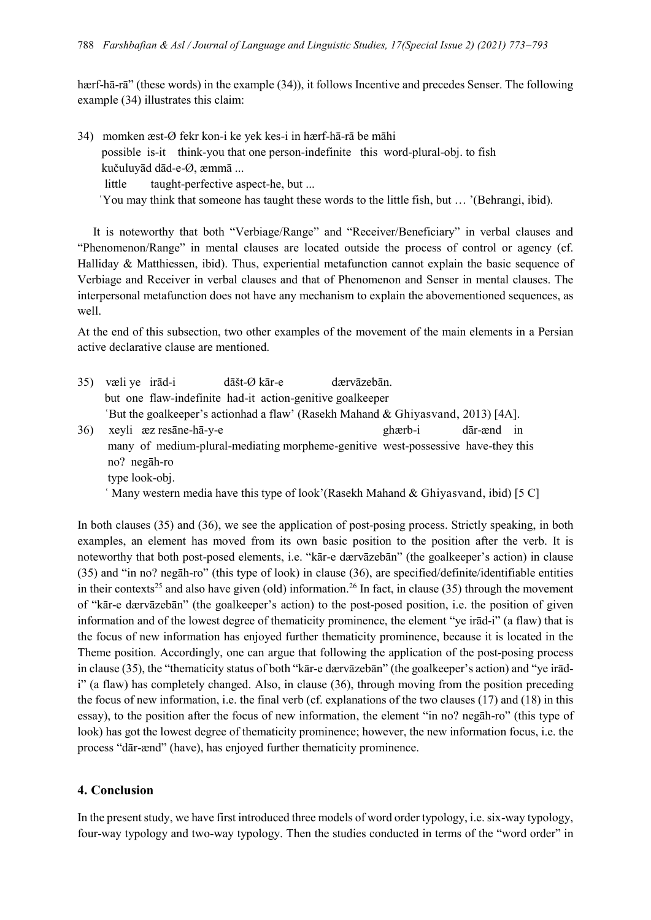hærf-hā-rā" (these words) in the example (34)), it follows Incentive and precedes Senser. The following example (34) illustrates this claim:

34) momken æst-Ø fekr kon-i ke yek kes-i in hærf-hā-rā be māhi
   possible is-it think-you that one person-indefinite this word-plural-obj. to fish
   kučuluyād dād-e-Ø, æmmā ...
   little taught-perfective aspect-he, but ...
   'You may think that someone has taught these words to the little fish, but … '(Behrangi, ibid).

It is noteworthy that both "Verbiage/Range" and "Receiver/Beneficiary" in verbal clauses and "Phenomenon/Range" in mental clauses are located outside the process of control or agency (cf. Halliday & Matthiessen, ibid). Thus, experiential metafunction cannot explain the basic sequence of Verbiage and Receiver in verbal clauses and that of Phenomenon and Senser in mental clauses. The interpersonal metafunction does not have any mechanism to explain the abovementioned sequences, as well.

At the end of this subsection, two other examples of the movement of the main elements in a Persian active declarative clause are mentioned.

35) væli ye irād-i dāšt-Ø kār-e dærvāzebān.
   but one flaw-indefinite had-it action-genitive goalkeeper
   'But the goalkeeper's actionhad a flaw' (Rasekh Mahand & Ghiyasvand, 2013) [4A].

36) xeyli æz resāne-hā-y-e ghærb-i dār-ænd in
   many of medium-plural-mediating morpheme-genitive west-possessive have-they this
   no? negāh-ro
   type look-obj.
   ' Many western media have this type of look'(Rasekh Mahand & Ghiyasvand, ibid) [5 C]

In both clauses (35) and (36), we see the application of post-posing process. Strictly speaking, in both examples, an element has moved from its own basic position to the position after the verb. It is noteworthy that both post-posed elements, i.e. "kār-e dærvāzebān" (the goalkeeper's action) in clause (35) and "in no? negāh-ro" (this type of look) in clause (36), are specified/definite/identifiable entities in their contexts[25] and also have given (old) information.[26] In fact, in clause (35) through the movement of "kār-e dærvāzebān" (the goalkeeper's action) to the post-posed position, i.e. the position of given information and of the lowest degree of thematicity prominence, the element "ye irād-i" (a flaw) that is the focus of new information has enjoyed further thematicity prominence, because it is located in the Theme position. Accordingly, one can argue that following the application of the post-posing process in clause (35), the "thematicity status of both "kār-e dærvāzebān" (the goalkeeper's action) and "ye irād-i" (a flaw) has completely changed. Also, in clause (36), through moving from the position preceding the focus of new information, i.e. the final verb (cf. explanations of the two clauses (17) and (18) in this essay), to the position after the focus of new information, the element "in no? negāh-ro" (this type of look) has got the lowest degree of thematicity prominence; however, the new information focus, i.e. the process "dār-ænd" (have), has enjoyed further thematicity prominence.

## 4. Conclusion

In the present study, we have first introduced three models of word order typology, i.e. six-way typology, four-way typology and two-way typology. Then the studies conducted in terms of the "word order" in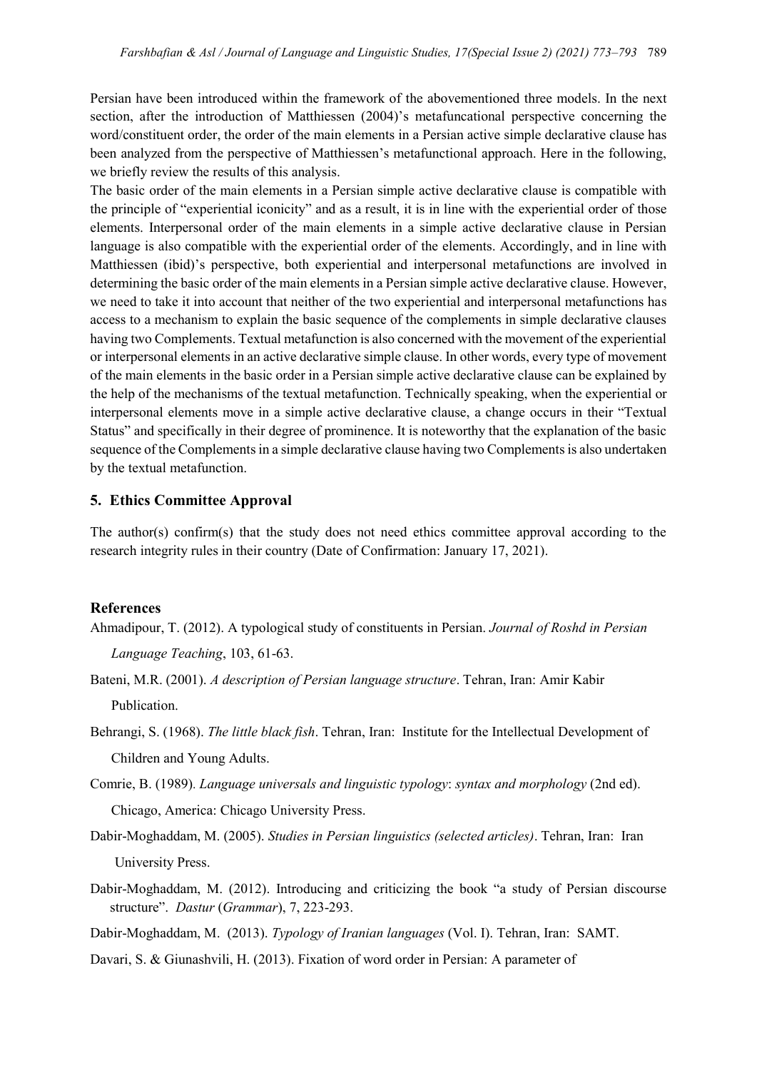Persian have been introduced within the framework of the abovementioned three models. In the next section, after the introduction of Matthiessen (2004)'s metafuncational perspective concerning the word/constituent order, the order of the main elements in a Persian active simple declarative clause has been analyzed from the perspective of Matthiessen's metafunctional approach. Here in the following, we briefly review the results of this analysis.

The basic order of the main elements in a Persian simple active declarative clause is compatible with the principle of "experiential iconicity" and as a result, it is in line with the experiential order of those elements. Interpersonal order of the main elements in a simple active declarative clause in Persian language is also compatible with the experiential order of the elements. Accordingly, and in line with Matthiessen (ibid)'s perspective, both experiential and interpersonal metafunctions are involved in determining the basic order of the main elements in a Persian simple active declarative clause. However, we need to take it into account that neither of the two experiential and interpersonal metafunctions has access to a mechanism to explain the basic sequence of the complements in simple declarative clauses having two Complements. Textual metafunction is also concerned with the movement of the experiential or interpersonal elements in an active declarative simple clause. In other words, every type of movement of the main elements in the basic order in a Persian simple active declarative clause can be explained by the help of the mechanisms of the textual metafunction. Technically speaking, when the experiential or interpersonal elements move in a simple active declarative clause, a change occurs in their "Textual Status" and specifically in their degree of prominence. It is noteworthy that the explanation of the basic sequence of the Complements in a simple declarative clause having two Complements is also undertaken by the textual metafunction.

## 5. Ethics Committee Approval

The author(s) confirm(s) that the study does not need ethics committee approval according to the research integrity rules in their country (Date of Confirmation: January 17, 2021).

## References

Ahmadipour, T. (2012). A typological study of constituents in Persian. *Journal of Roshd in Persian Language Teaching*, 103, 61-63.

Bateni, M.R. (2001). *A description of Persian language structure*. Tehran, Iran: Amir Kabir Publication.

Behrangi, S. (1968). *The little black fish*. Tehran, Iran: Institute for the Intellectual Development of Children and Young Adults.

Comrie, B. (1989). *Language universals and linguistic typology*: *syntax and morphology* (2nd ed). Chicago, America: Chicago University Press.

Dabir-Moghaddam, M. (2005). *Studies in Persian linguistics (selected articles)*. Tehran, Iran: Iran University Press.

Dabir-Moghaddam, M. (2012). Introducing and criticizing the book "a study of Persian discourse structure". *Dastur* (*Grammar*), 7, 223-293.

Dabir-Moghaddam, M. (2013). *Typology of Iranian languages* (Vol. I). Tehran, Iran: SAMT.

Davari, S. & Giunashvili, H. (2013). Fixation of word order in Persian: A parameter of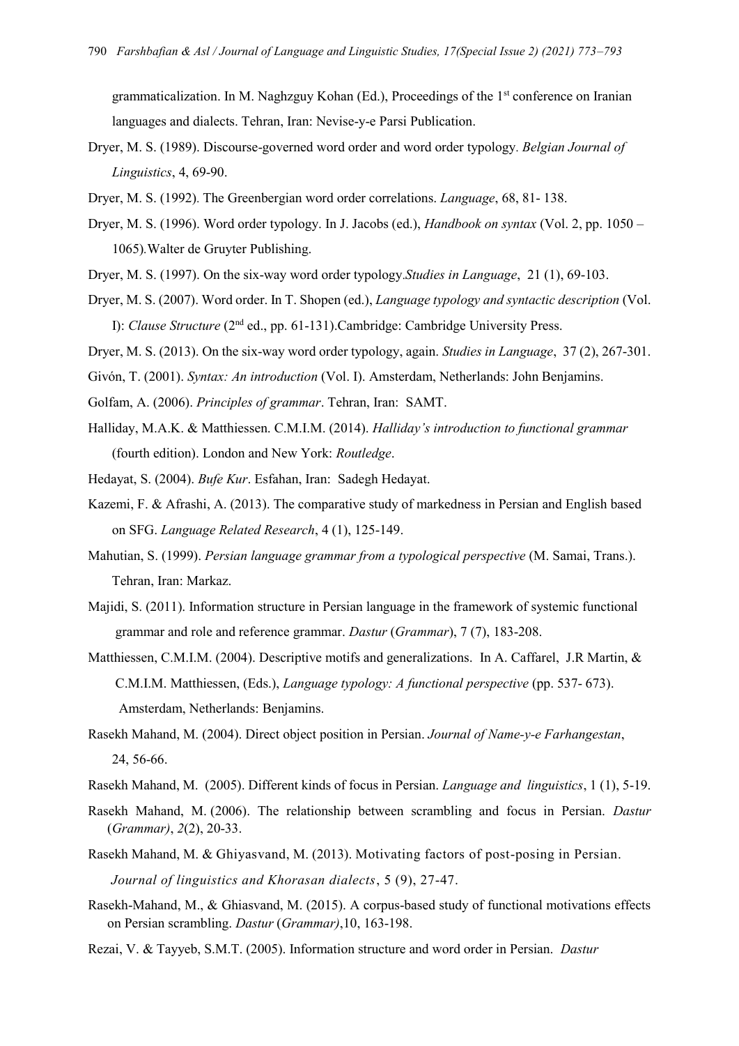grammaticalization. In M. Naghzguy Kohan (Ed.), Proceedings of the 1st conference on Iranian languages and dialects. Tehran, Iran: Nevise-y-e Parsi Publication.

Dryer, M. S. (1989). Discourse-governed word order and word order typology. *Belgian Journal of Linguistics*, 4, 69-90.

Dryer, M. S. (1992). The Greenbergian word order correlations. *Language*, 68, 81- 138.

Dryer, M. S. (1996). Word order typology. In J. Jacobs (ed.), *Handbook on syntax* (Vol. 2, pp. 1050 – 1065).Walter de Gruyter Publishing.

Dryer, M. S. (1997). On the six-way word order typology.*Studies in Language*, 21 (1), 69-103.

Dryer, M. S. (2007). Word order. In T. Shopen (ed.), *Language typology and syntactic description* (Vol. I): *Clause Structure* (2nd ed., pp. 61-131).Cambridge: Cambridge University Press.

Dryer, M. S. (2013). On the six-way word order typology, again. *Studies in Language*, 37 (2), 267-301.

Givón, T. (2001). *Syntax: An introduction* (Vol. I). Amsterdam, Netherlands: John Benjamins.

Golfam, A. (2006). *Principles of grammar*. Tehran, Iran: SAMT.

Halliday, M.A.K. & Matthiessen. C.M.I.M. (2014). *Halliday's introduction to functional grammar* (fourth edition). London and New York: *Routledge*.

Hedayat, S. (2004). *Bufe Kur*. Esfahan, Iran: Sadegh Hedayat.

Kazemi, F. & Afrashi, A. (2013). The comparative study of markedness in Persian and English based on SFG. *Language Related Research*, 4 (1), 125-149.

Mahutian, S. (1999). *Persian language grammar from a typological perspective* (M. Samai, Trans.). Tehran, Iran: Markaz.

Majidi, S. (2011). Information structure in Persian language in the framework of systemic functional grammar and role and reference grammar. *Dastur* (*Grammar*), 7 (7), 183-208.

Matthiessen, C.M.I.M. (2004). Descriptive motifs and generalizations. In A. Caffarel, J.R Martin, & C.M.I.M. Matthiessen, (Eds.), *Language typology: A functional perspective* (pp. 537- 673). Amsterdam, Netherlands: Benjamins.

Rasekh Mahand, M. (2004). Direct object position in Persian. *Journal of Name-y-e Farhangestan*, 24, 56-66.

Rasekh Mahand, M. (2005). Different kinds of focus in Persian. *Language and linguistics*, 1 (1), 5-19.

Rasekh Mahand, M. (2006). The relationship between scrambling and focus in Persian. *Dastur* (*Grammar)*, *2*(2), 20-33.

Rasekh Mahand, M. & Ghiyasvand, M. (2013). Motivating factors of post-posing in Persian. *Journal of linguistics and Khorasan dialects*, 5 (9), 27-47.

Rasekh-Mahand, M., & Ghiasvand, M. (2015). A corpus-based study of functional motivations effects on Persian scrambling. *Dastur* (*Grammar)*,10, 163-198.

Rezai, V. & Tayyeb, S.M.T. (2005). Information structure and word order in Persian. *Dastur*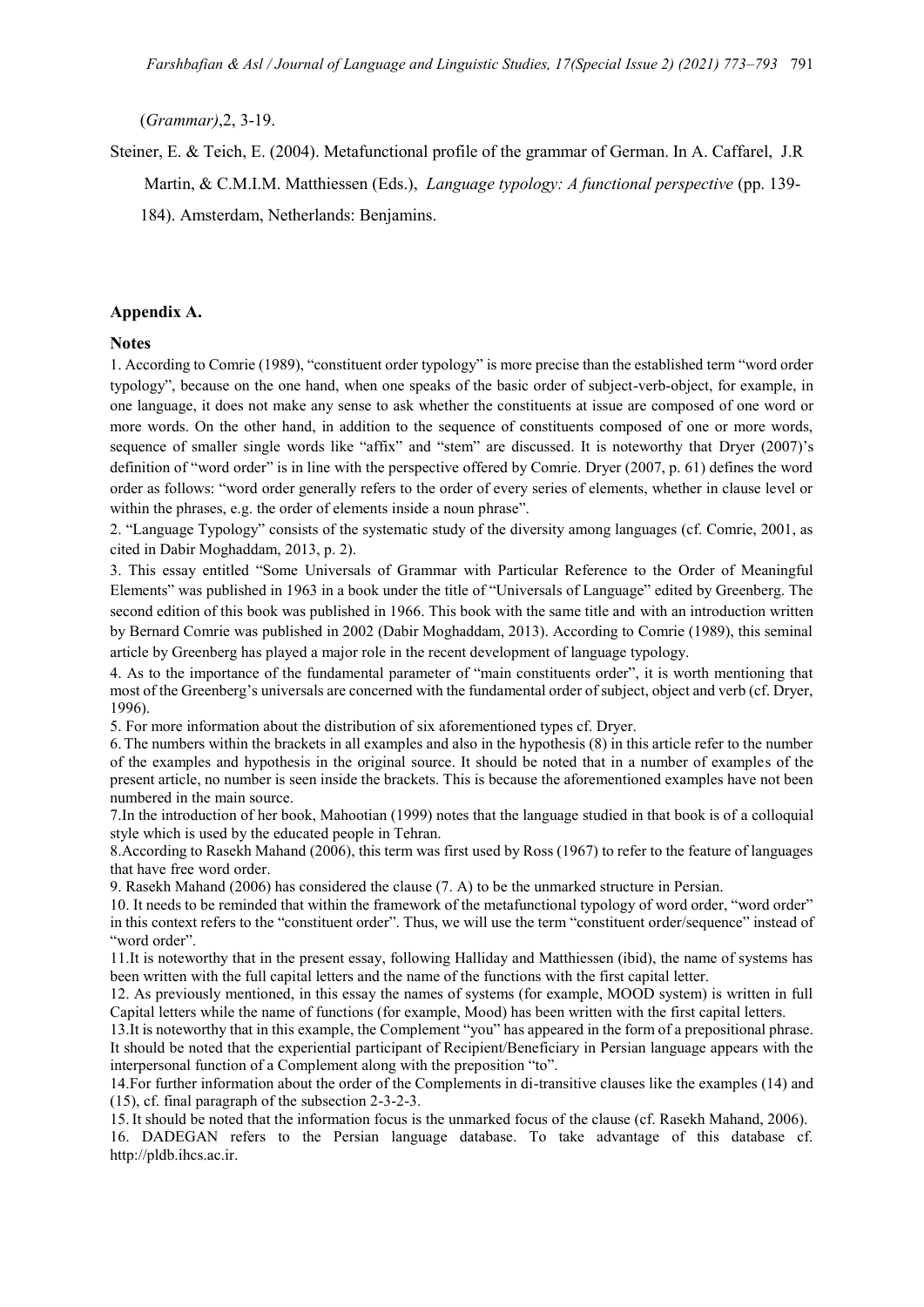(*Grammar)*,2, 3-19.

Steiner, E. & Teich, E. (2004). Metafunctional profile of the grammar of German. In A. Caffarel, J.R Martin, & C.M.I.M. Matthiessen (Eds.), *Language typology: A functional perspective* (pp. 139-184). Amsterdam, Netherlands: Benjamins.

## Appendix A.

### Notes

1. According to Comrie (1989), "constituent order typology" is more precise than the established term "word order typology", because on the one hand, when one speaks of the basic order of subject-verb-object, for example, in one language, it does not make any sense to ask whether the constituents at issue are composed of one word or more words. On the other hand, in addition to the sequence of constituents composed of one or more words, sequence of smaller single words like "affix" and "stem" are discussed. It is noteworthy that Dryer (2007)'s definition of "word order" is in line with the perspective offered by Comrie. Dryer (2007, p. 61) defines the word order as follows: "word order generally refers to the order of every series of elements, whether in clause level or within the phrases, e.g. the order of elements inside a noun phrase".

2. "Language Typology" consists of the systematic study of the diversity among languages (cf. Comrie, 2001, as cited in Dabir Moghaddam, 2013, p. 2).

3. This essay entitled "Some Universals of Grammar with Particular Reference to the Order of Meaningful Elements" was published in 1963 in a book under the title of "Universals of Language" edited by Greenberg. The second edition of this book was published in 1966. This book with the same title and with an introduction written by Bernard Comrie was published in 2002 (Dabir Moghaddam, 2013). According to Comrie (1989), this seminal article by Greenberg has played a major role in the recent development of language typology.

4. As to the importance of the fundamental parameter of "main constituents order", it is worth mentioning that most of the Greenberg's universals are concerned with the fundamental order of subject, object and verb (cf. Dryer, 1996).

5. For more information about the distribution of six aforementioned types cf. Dryer.

6. The numbers within the brackets in all examples and also in the hypothesis (8) in this article refer to the number of the examples and hypothesis in the original source. It should be noted that in a number of examples of the present article, no number is seen inside the brackets. This is because the aforementioned examples have not been numbered in the main source.

7. In the introduction of her book, Mahootian (1999) notes that the language studied in that book is of a colloquial style which is used by the educated people in Tehran.

8. According to Rasekh Mahand (2006), this term was first used by Ross (1967) to refer to the feature of languages that have free word order.

9. Rasekh Mahand (2006) has considered the clause (7. A) to be the unmarked structure in Persian.

10. It needs to be reminded that within the framework of the metafunctional typology of word order, "word order" in this context refers to the "constituent order". Thus, we will use the term "constituent order/sequence" instead of "word order".

11. It is noteworthy that in the present essay, following Halliday and Matthiessen (ibid), the name of systems has been written with the full capital letters and the name of the functions with the first capital letter.

12. As previously mentioned, in this essay the names of systems (for example, MOOD system) is written in full Capital letters while the name of functions (for example, Mood) has been written with the first capital letters.

13. It is noteworthy that in this example, the Complement "you" has appeared in the form of a prepositional phrase. It should be noted that the experiential participant of Recipient/Beneficiary in Persian language appears with the interpersonal function of a Complement along with the preposition "to".

14. For further information about the order of the Complements in di-transitive clauses like the examples (14) and (15), cf. final paragraph of the subsection 2-3-2-3.

15. It should be noted that the information focus is the unmarked focus of the clause (cf. Rasekh Mahand, 2006).

16. DADEGAN refers to the Persian language database. To take advantage of this database cf. http://pldb.ihcs.ac.ir.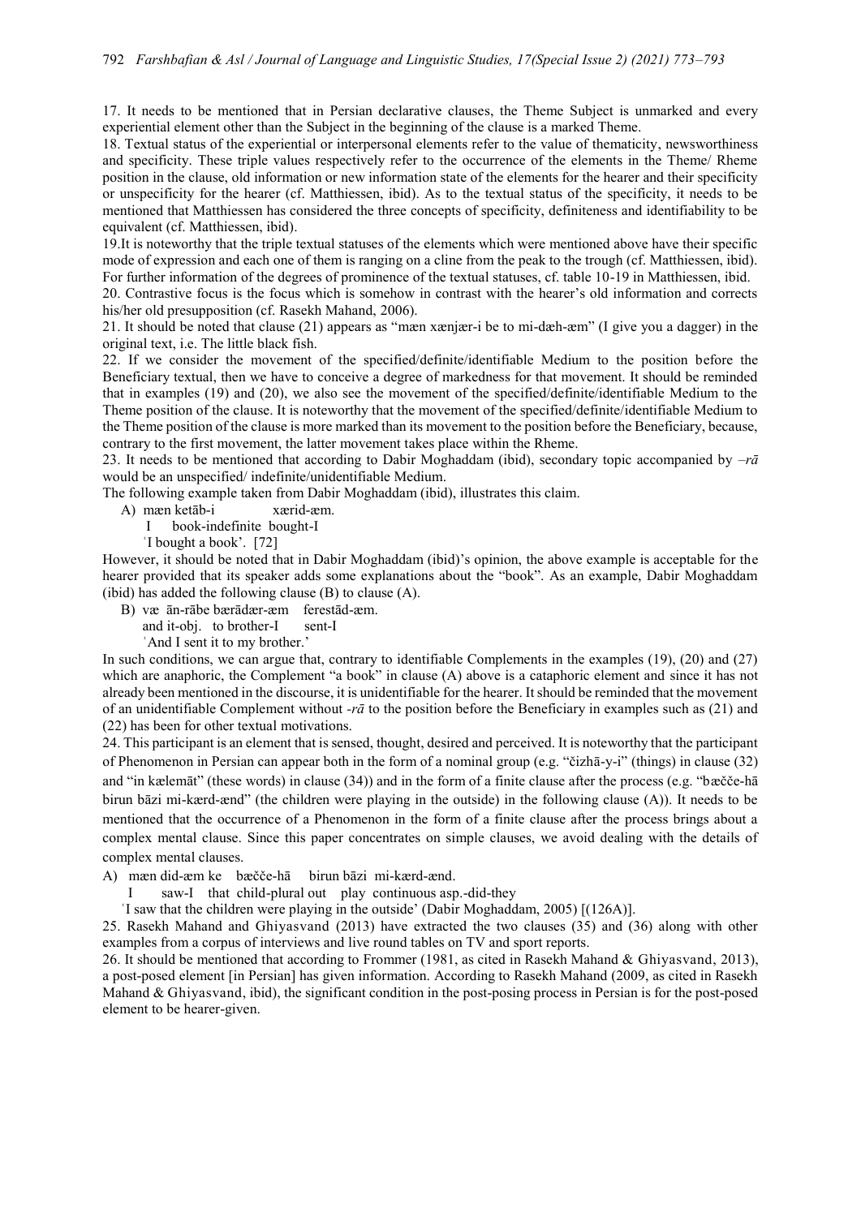17. It needs to be mentioned that in Persian declarative clauses, the Theme Subject is unmarked and every experiential element other than the Subject in the beginning of the clause is a marked Theme.

18. Textual status of the experiential or interpersonal elements refer to the value of thematicity, newsworthiness and specificity. These triple values respectively refer to the occurrence of the elements in the Theme/ Rheme position in the clause, old information or new information state of the elements for the hearer and their specificity or unspecificity for the hearer (cf. Matthiessen, ibid). As to the textual status of the specificity, it needs to be mentioned that Matthiessen has considered the three concepts of specificity, definiteness and identifiability to be equivalent (cf. Matthiessen, ibid).

19. It is noteworthy that the triple textual statuses of the elements which were mentioned above have their specific mode of expression and each one of them is ranging on a cline from the peak to the trough (cf. Matthiessen, ibid). For further information of the degrees of prominence of the textual statuses, cf. table 10-19 in Matthiessen, ibid.

20. Contrastive focus is the focus which is somehow in contrast with the hearer's old information and corrects his/her old presupposition (cf. Rasekh Mahand, 2006).

21. It should be noted that clause (21) appears as "mæn xænjær-i be to mi-dæh-æm" (I give you a dagger) in the original text, i.e. The little black fish.

22. If we consider the movement of the specified/definite/identifiable Medium to the position before the Beneficiary textual, then we have to conceive a degree of markedness for that movement. It should be reminded that in examples (19) and (20), we also see the movement of the specified/definite/identifiable Medium to the Theme position of the clause. It is noteworthy that the movement of the specified/definite/identifiable Medium to the Theme position of the clause is more marked than its movement to the position before the Beneficiary, because, contrary to the first movement, the latter movement takes place within the Rheme.

23. It needs to be mentioned that according to Dabir Moghaddam (ibid), secondary topic accompanied by *–rā* would be an unspecified/ indefinite/unidentifiable Medium.

The following example taken from Dabir Moghaddam (ibid), illustrates this claim.

A) mæn ketāb-i xærid-æm.
   I book-indefinite bought-I
   'I bought a book'. [72]

However, it should be noted that in Dabir Moghaddam (ibid)'s opinion, the above example is acceptable for the hearer provided that its speaker adds some explanations about the "book". As an example, Dabir Moghaddam (ibid) has added the following clause (B) to clause (A).

B) væ ān-rābe bærādær-æm ferestād-æm.
   and it-obj. to brother-I sent-I
   'And I sent it to my brother.'

In such conditions, we can argue that, contrary to identifiable Complements in the examples (19), (20) and (27) which are anaphoric, the Complement "a book" in clause (A) above is a cataphoric element and since it has not already been mentioned in the discourse, it is unidentifiable for the hearer. It should be reminded that the movement of an unidentifiable Complement without *-rā* to the position before the Beneficiary in examples such as (21) and (22) has been for other textual motivations.

24. This participant is an element that is sensed, thought, desired and perceived. It is noteworthy that the participant of Phenomenon in Persian can appear both in the form of a nominal group (e.g. "čizhā-y-i" (things) in clause (32) and "in kælemāt" (these words) in clause (34)) and in the form of a finite clause after the process (e.g. "bæčče-hā birun bāzi mi-kærd-ænd" (the children were playing in the outside) in the following clause (A)). It needs to be mentioned that the occurrence of a Phenomenon in the form of a finite clause after the process brings about a complex mental clause. Since this paper concentrates on simple clauses, we avoid dealing with the details of complex mental clauses.

A) mæn did-æm ke bæčče-hā birun bāzi mi-kærd-ænd.
   I saw-I that child-plural out play continuous asp.-did-they
   'I saw that the children were playing in the outside' (Dabir Moghaddam, 2005) [(126A)].

25. Rasekh Mahand and Ghiyasvand (2013) have extracted the two clauses (35) and (36) along with other examples from a corpus of interviews and live round tables on TV and sport reports.

26. It should be mentioned that according to Frommer (1981, as cited in Rasekh Mahand & Ghiyasvand, 2013), a post-posed element [in Persian] has given information. According to Rasekh Mahand (2009, as cited in Rasekh Mahand & Ghiyasvand, ibid), the significant condition in the post-posing process in Persian is for the post-posed element to be hearer-given.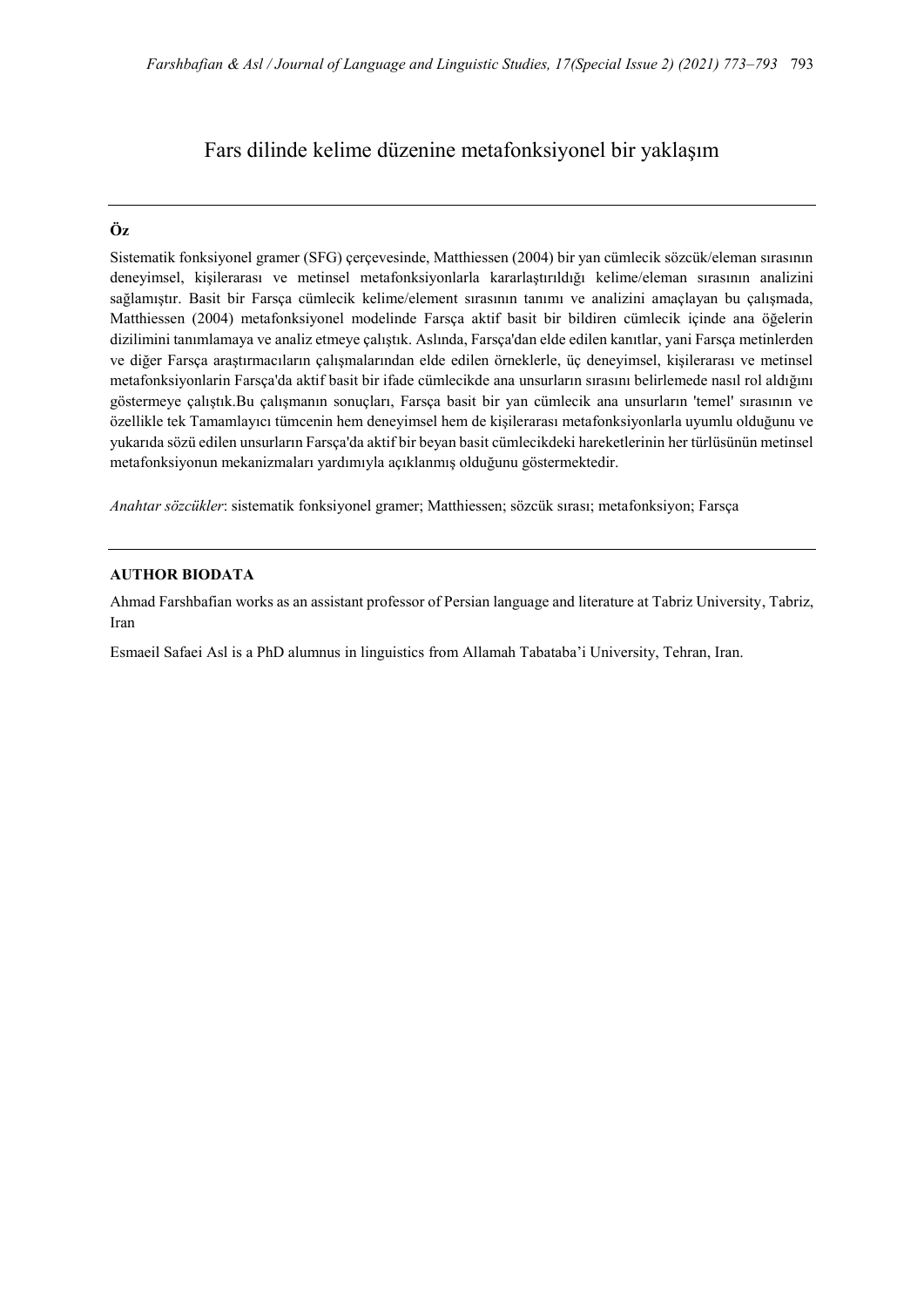# Fars dilinde kelime düzenine metafonksiyonel bir yaklaşım

## Öz

Sistematik fonksiyonel gramer (SFG) çerçevesinde, Matthiessen (2004) bir yan cümlecik sözcük/eleman sırasının deneyimsel, kişilerarası ve metinsel metafonksiyonlarla kararlaştırıldığı kelime/eleman sırasının analizini sağlamıştır. Basit bir Farsça cümlecik kelime/element sırasının tanımı ve analizini amaçlayan bu çalışmada, Matthiessen (2004) metafonksiyonel modelinde Farsça aktif basit bir bildiren cümlecik içinde ana öğelerin dizilimini tanımlamaya ve analiz etmeye çalıştık. Aslında, Farsça'dan elde edilen kanıtlar, yani Farsça metinlerden ve diğer Farsça araştırmacıların çalışmalarından elde edilen örneklerle, üç deneyimsel, kişilerarası ve metinsel metafonksiyonlarin Farsça'da aktif basit bir ifade cümlecikde ana unsurların sırasını belirlemede nasıl rol aldığını göstermeye çalıştık.Bu çalışmanın sonuçları, Farsça basit bir yan cümlecik ana unsurların 'temel' sırasının ve özellikle tek Tamamlayıcı tümcenin hem deneyimsel hem de kişilerarası metafonksiyonlarla uyumlu olduğunu ve yukarıda sözü edilen unsurların Farsça'da aktif bir beyan basit cümlecikdeki hareketlerinin her türlüsünün metinsel metafonksiyonun mekanizmaları yardımıyla açıklanmış olduğunu göstermektedir.

*Anahtar sözcükler*: sistematik fonksiyonel gramer; Matthiessen; sözcük sırası; metafonksiyon; Farsça

## AUTHOR BIODATA

Ahmad Farshbafian works as an assistant professor of Persian language and literature at Tabriz University, Tabriz, Iran

Esmaeil Safaei Asl is a PhD alumnus in linguistics from Allamah Tabataba'i University, Tehran, Iran.